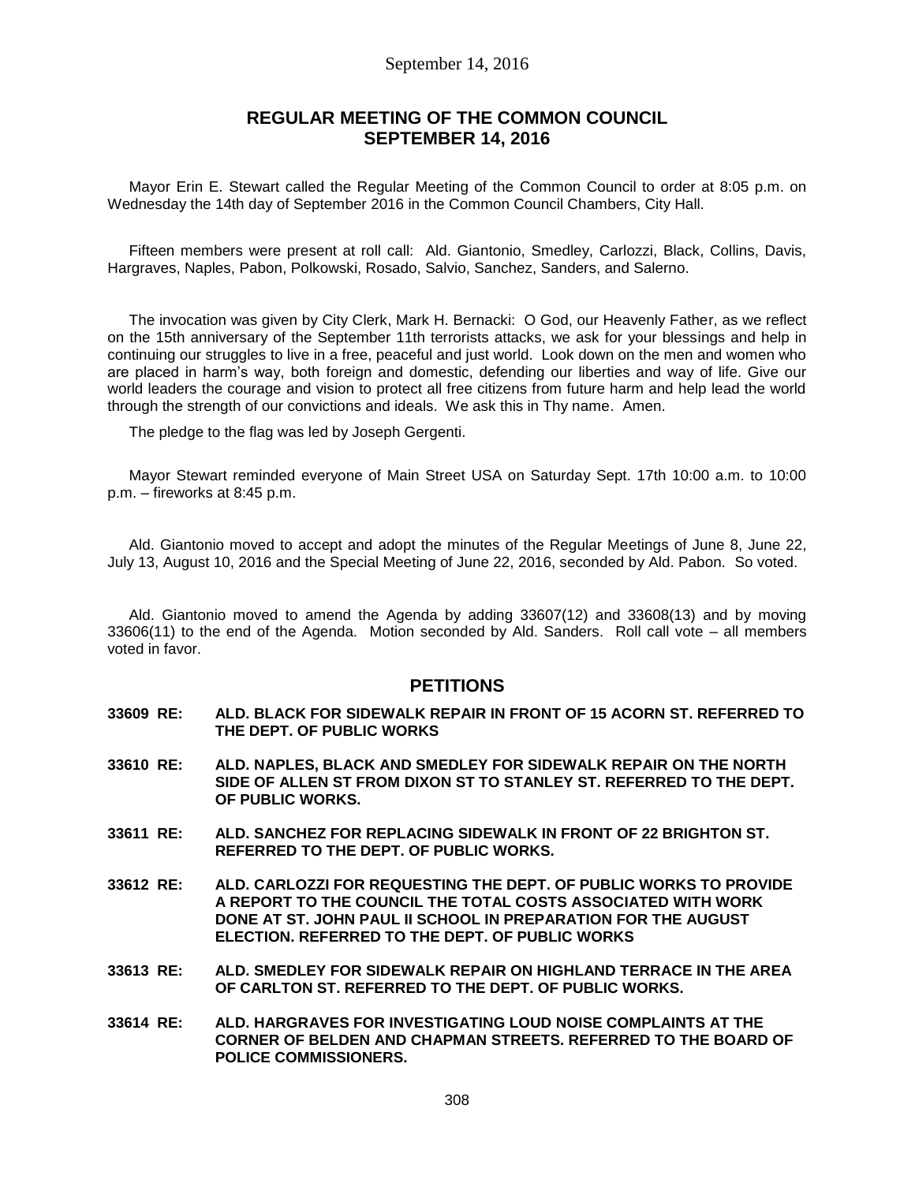## REGULAR MEETING OF THE COMMON COUNCIL
## SEPTEMBER 14, 2016

Mayor Erin E. Stewart called the Regular Meeting of the Common Council to order at 8:05 p.m. on Wednesday the 14th day of September 2016 in the Common Council Chambers, City Hall.

Fifteen members were present at roll call: Ald. Giantonio, Smedley, Carlozzi, Black, Collins, Davis, Hargraves, Naples, Pabon, Polkowski, Rosado, Salvio, Sanchez, Sanders, and Salerno.

The invocation was given by City Clerk, Mark H. Bernacki: O God, our Heavenly Father, as we reflect on the 15th anniversary of the September 11th terrorists attacks, we ask for your blessings and help in continuing our struggles to live in a free, peaceful and just world. Look down on the men and women who are placed in harm's way, both foreign and domestic, defending our liberties and way of life. Give our world leaders the courage and vision to protect all free citizens from future harm and help lead the world through the strength of our convictions and ideals. We ask this in Thy name. Amen.

The pledge to the flag was led by Joseph Gergenti.

Mayor Stewart reminded everyone of Main Street USA on Saturday Sept. 17th 10:00 a.m. to 10:00 p.m. – fireworks at 8:45 p.m.

Ald. Giantonio moved to accept and adopt the minutes of the Regular Meetings of June 8, June 22, July 13, August 10, 2016 and the Special Meeting of June 22, 2016, seconded by Ald. Pabon. So voted.

Ald. Giantonio moved to amend the Agenda by adding 33607(12) and 33608(13) and by moving 33606(11) to the end of the Agenda. Motion seconded by Ald. Sanders. Roll call vote – all members voted in favor.

## PETITIONS

**33609 RE: ALD. BLACK FOR SIDEWALK REPAIR IN FRONT OF 15 ACORN ST. REFERRED TO THE DEPT. OF PUBLIC WORKS**

**33610 RE: ALD. NAPLES, BLACK AND SMEDLEY FOR SIDEWALK REPAIR ON THE NORTH SIDE OF ALLEN ST FROM DIXON ST TO STANLEY ST. REFERRED TO THE DEPT. OF PUBLIC WORKS.**

**33611 RE: ALD. SANCHEZ FOR REPLACING SIDEWALK IN FRONT OF 22 BRIGHTON ST. REFERRED TO THE DEPT. OF PUBLIC WORKS.**

**33612 RE: ALD. CARLOZZI FOR REQUESTING THE DEPT. OF PUBLIC WORKS TO PROVIDE A REPORT TO THE COUNCIL THE TOTAL COSTS ASSOCIATED WITH WORK DONE AT ST. JOHN PAUL II SCHOOL IN PREPARATION FOR THE AUGUST ELECTION. REFERRED TO THE DEPT. OF PUBLIC WORKS**

**33613 RE: ALD. SMEDLEY FOR SIDEWALK REPAIR ON HIGHLAND TERRACE IN THE AREA OF CARLTON ST. REFERRED TO THE DEPT. OF PUBLIC WORKS.**

**33614 RE: ALD. HARGRAVES FOR INVESTIGATING LOUD NOISE COMPLAINTS AT THE CORNER OF BELDEN AND CHAPMAN STREETS. REFERRED TO THE BOARD OF POLICE COMMISSIONERS.**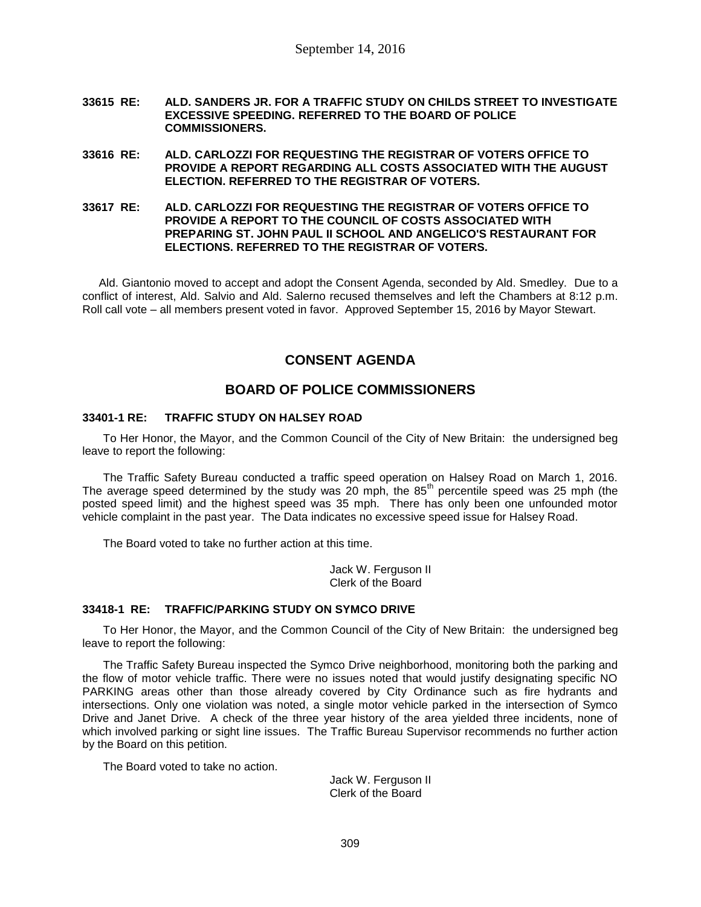**33615 RE: ALD. SANDERS JR. FOR A TRAFFIC STUDY ON CHILDS STREET TO INVESTIGATE EXCESSIVE SPEEDING. REFERRED TO THE BOARD OF POLICE COMMISSIONERS.**

**33616 RE: ALD. CARLOZZI FOR REQUESTING THE REGISTRAR OF VOTERS OFFICE TO PROVIDE A REPORT REGARDING ALL COSTS ASSOCIATED WITH THE AUGUST ELECTION. REFERRED TO THE REGISTRAR OF VOTERS.**

**33617 RE: ALD. CARLOZZI FOR REQUESTING THE REGISTRAR OF VOTERS OFFICE TO PROVIDE A REPORT TO THE COUNCIL OF COSTS ASSOCIATED WITH PREPARING ST. JOHN PAUL II SCHOOL AND ANGELICO'S RESTAURANT FOR ELECTIONS. REFERRED TO THE REGISTRAR OF VOTERS.**

Ald. Giantonio moved to accept and adopt the Consent Agenda, seconded by Ald. Smedley. Due to a conflict of interest, Ald. Salvio and Ald. Salerno recused themselves and left the Chambers at 8:12 p.m. Roll call vote – all members present voted in favor. Approved September 15, 2016 by Mayor Stewart.

## CONSENT AGENDA

## BOARD OF POLICE COMMISSIONERS

**33401-1 RE: TRAFFIC STUDY ON HALSEY ROAD**

To Her Honor, the Mayor, and the Common Council of the City of New Britain: the undersigned beg leave to report the following:

The Traffic Safety Bureau conducted a traffic speed operation on Halsey Road on March 1, 2016. The average speed determined by the study was 20 mph, the 85th percentile speed was 25 mph (the posted speed limit) and the highest speed was 35 mph. There has only been one unfounded motor vehicle complaint in the past year. The Data indicates no excessive speed issue for Halsey Road.

The Board voted to take no further action at this time.

Jack W. Ferguson II
Clerk of the Board

**33418-1 RE: TRAFFIC/PARKING STUDY ON SYMCO DRIVE**

To Her Honor, the Mayor, and the Common Council of the City of New Britain: the undersigned beg leave to report the following:

The Traffic Safety Bureau inspected the Symco Drive neighborhood, monitoring both the parking and the flow of motor vehicle traffic. There were no issues noted that would justify designating specific NO PARKING areas other than those already covered by City Ordinance such as fire hydrants and intersections. Only one violation was noted, a single motor vehicle parked in the intersection of Symco Drive and Janet Drive. A check of the three year history of the area yielded three incidents, none of which involved parking or sight line issues. The Traffic Bureau Supervisor recommends no further action by the Board on this petition.

The Board voted to take no action.

Jack W. Ferguson II
Clerk of the Board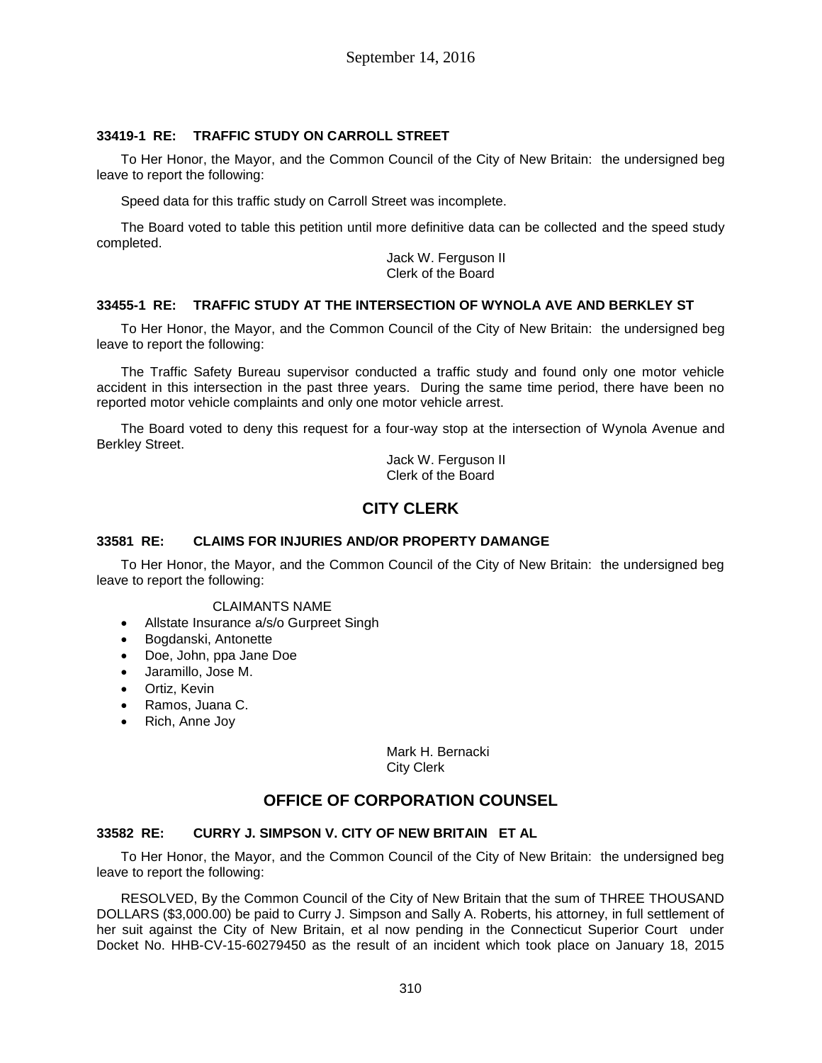September 14, 2016

### 33419-1 RE: TRAFFIC STUDY ON CARROLL STREET

To Her Honor, the Mayor, and the Common Council of the City of New Britain: the undersigned beg leave to report the following:

Speed data for this traffic study on Carroll Street was incomplete.

The Board voted to table this petition until more definitive data can be collected and the speed study completed.

Jack W. Ferguson II
Clerk of the Board

### 33455-1 RE: TRAFFIC STUDY AT THE INTERSECTION OF WYNOLA AVE AND BERKLEY ST

To Her Honor, the Mayor, and the Common Council of the City of New Britain: the undersigned beg leave to report the following:

The Traffic Safety Bureau supervisor conducted a traffic study and found only one motor vehicle accident in this intersection in the past three years. During the same time period, there have been no reported motor vehicle complaints and only one motor vehicle arrest.

The Board voted to deny this request for a four-way stop at the intersection of Wynola Avenue and Berkley Street.

Jack W. Ferguson II
Clerk of the Board

## CITY CLERK

### 33581 RE: CLAIMS FOR INJURIES AND/OR PROPERTY DAMANGE

To Her Honor, the Mayor, and the Common Council of the City of New Britain: the undersigned beg leave to report the following:

CLAIMANTS NAME

- Allstate Insurance a/s/o Gurpreet Singh
- Bogdanski, Antonette
- Doe, John, ppa Jane Doe
- Jaramillo, Jose M.
- Ortiz, Kevin
- Ramos, Juana C.
- Rich, Anne Joy

Mark H. Bernacki
City Clerk

## OFFICE OF CORPORATION COUNSEL

### 33582 RE: CURRY J. SIMPSON V. CITY OF NEW BRITAIN ET AL

To Her Honor, the Mayor, and the Common Council of the City of New Britain: the undersigned beg leave to report the following:

RESOLVED, By the Common Council of the City of New Britain that the sum of THREE THOUSAND DOLLARS ($3,000.00) be paid to Curry J. Simpson and Sally A. Roberts, his attorney, in full settlement of her suit against the City of New Britain, et al now pending in the Connecticut Superior Court under Docket No. HHB-CV-15-60279450 as the result of an incident which took place on January 18, 2015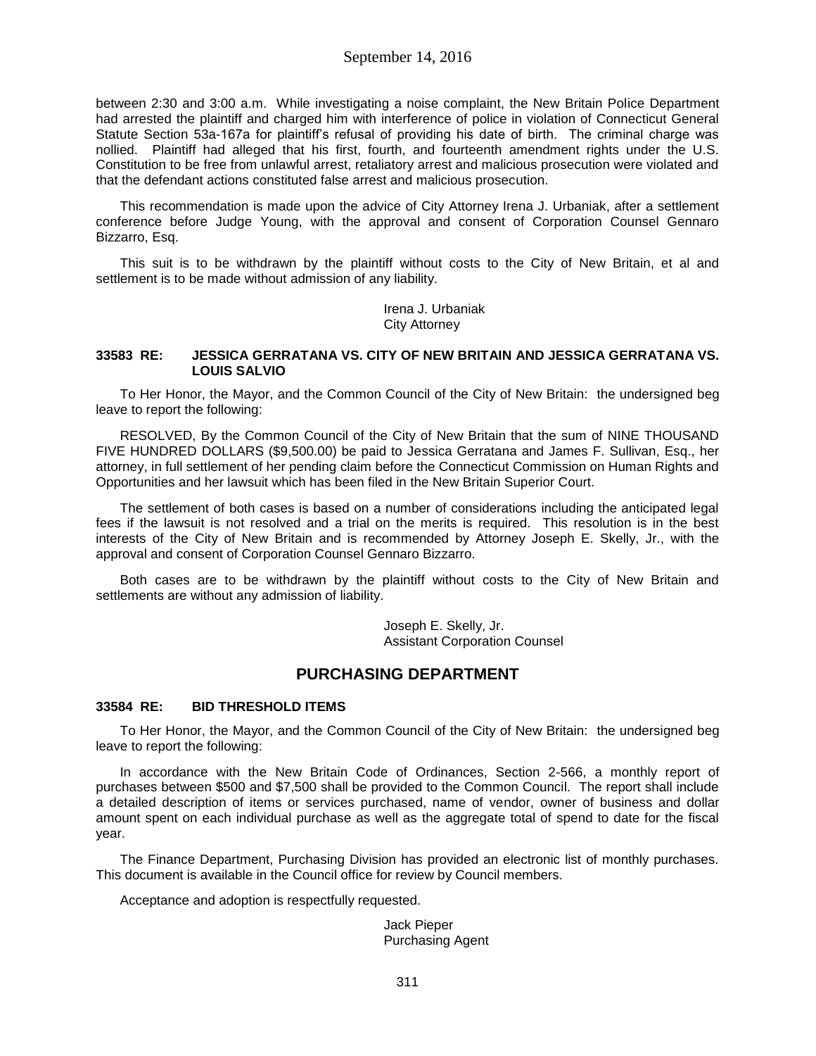between 2:30 and 3:00 a.m. While investigating a noise complaint, the New Britain Police Department had arrested the plaintiff and charged him with interference of police in violation of Connecticut General Statute Section 53a-167a for plaintiff's refusal of providing his date of birth. The criminal charge was nollied. Plaintiff had alleged that his first, fourth, and fourteenth amendment rights under the U.S. Constitution to be free from unlawful arrest, retaliatory arrest and malicious prosecution were violated and that the defendant actions constituted false arrest and malicious prosecution.

This recommendation is made upon the advice of City Attorney Irena J. Urbaniak, after a settlement conference before Judge Young, with the approval and consent of Corporation Counsel Gennaro Bizzarro, Esq.

This suit is to be withdrawn by the plaintiff without costs to the City of New Britain, et al and settlement is to be made without admission of any liability.

Irena J. Urbaniak
City Attorney

**33583 RE: JESSICA GERRATANA VS. CITY OF NEW BRITAIN AND JESSICA GERRATANA VS. LOUIS SALVIO**

To Her Honor, the Mayor, and the Common Council of the City of New Britain: the undersigned beg leave to report the following:

RESOLVED, By the Common Council of the City of New Britain that the sum of NINE THOUSAND FIVE HUNDRED DOLLARS ($9,500.00) be paid to Jessica Gerratana and James F. Sullivan, Esq., her attorney, in full settlement of her pending claim before the Connecticut Commission on Human Rights and Opportunities and her lawsuit which has been filed in the New Britain Superior Court.

The settlement of both cases is based on a number of considerations including the anticipated legal fees if the lawsuit is not resolved and a trial on the merits is required. This resolution is in the best interests of the City of New Britain and is recommended by Attorney Joseph E. Skelly, Jr., with the approval and consent of Corporation Counsel Gennaro Bizzarro.

Both cases are to be withdrawn by the plaintiff without costs to the City of New Britain and settlements are without any admission of liability.

Joseph E. Skelly, Jr.
Assistant Corporation Counsel

## PURCHASING DEPARTMENT

**33584 RE: BID THRESHOLD ITEMS**

To Her Honor, the Mayor, and the Common Council of the City of New Britain: the undersigned beg leave to report the following:

In accordance with the New Britain Code of Ordinances, Section 2-566, a monthly report of purchases between $500 and $7,500 shall be provided to the Common Council. The report shall include a detailed description of items or services purchased, name of vendor, owner of business and dollar amount spent on each individual purchase as well as the aggregate total of spend to date for the fiscal year.

The Finance Department, Purchasing Division has provided an electronic list of monthly purchases. This document is available in the Council office for review by Council members.

Acceptance and adoption is respectfully requested.

Jack Pieper
Purchasing Agent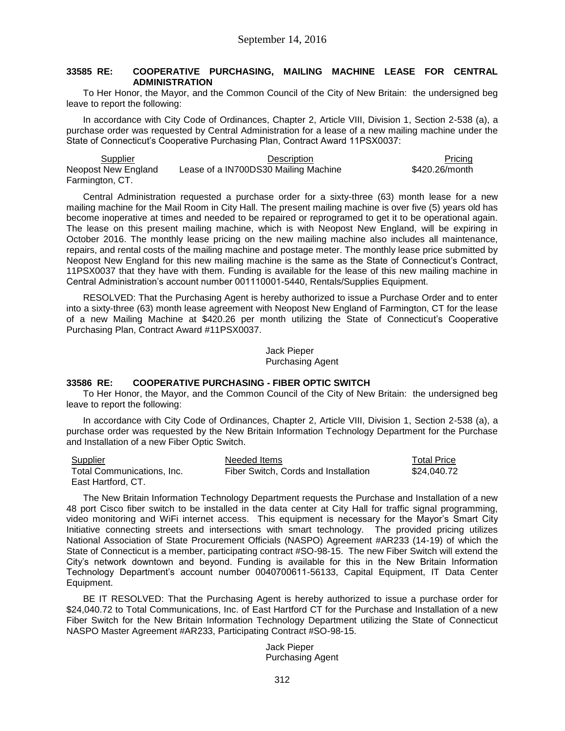### 33585 RE: COOPERATIVE PURCHASING, MAILING MACHINE LEASE FOR CENTRAL ADMINISTRATION

To Her Honor, the Mayor, and the Common Council of the City of New Britain: the undersigned beg leave to report the following:

In accordance with City Code of Ordinances, Chapter 2, Article VIII, Division 1, Section 2-538 (a), a purchase order was requested by Central Administration for a lease of a new mailing machine under the State of Connecticut's Cooperative Purchasing Plan, Contract Award 11PSX0037:

| Supplier | Description | Pricing |
|---|---|---|
| Neopost New England Farmington, CT. | Lease of a IN700DS30 Mailing Machine | $420.26/month |

Central Administration requested a purchase order for a sixty-three (63) month lease for a new mailing machine for the Mail Room in City Hall. The present mailing machine is over five (5) years old has become inoperative at times and needed to be repaired or reprogramed to get it to be operational again. The lease on this present mailing machine, which is with Neopost New England, will be expiring in October 2016. The monthly lease pricing on the new mailing machine also includes all maintenance, repairs, and rental costs of the mailing machine and postage meter. The monthly lease price submitted by Neopost New England for this new mailing machine is the same as the State of Connecticut's Contract, 11PSX0037 that they have with them. Funding is available for the lease of this new mailing machine in Central Administration's account number 001110001-5440, Rentals/Supplies Equipment.

RESOLVED: That the Purchasing Agent is hereby authorized to issue a Purchase Order and to enter into a sixty-three (63) month lease agreement with Neopost New England of Farmington, CT for the lease of a new Mailing Machine at $420.26 per month utilizing the State of Connecticut's Cooperative Purchasing Plan, Contract Award #11PSX0037.

Jack Pieper
Purchasing Agent

### 33586 RE: COOPERATIVE PURCHASING - FIBER OPTIC SWITCH

To Her Honor, the Mayor, and the Common Council of the City of New Britain: the undersigned beg leave to report the following:

In accordance with City Code of Ordinances, Chapter 2, Article VIII, Division 1, Section 2-538 (a), a purchase order was requested by the New Britain Information Technology Department for the Purchase and Installation of a new Fiber Optic Switch.

| Supplier | Needed Items | Total Price |
|---|---|---|
| Total Communications, Inc. East Hartford, CT. | Fiber Switch, Cords and Installation | $24,040.72 |

The New Britain Information Technology Department requests the Purchase and Installation of a new 48 port Cisco fiber switch to be installed in the data center at City Hall for traffic signal programming, video monitoring and WiFi internet access. This equipment is necessary for the Mayor's Smart City Initiative connecting streets and intersections with smart technology. The provided pricing utilizes National Association of State Procurement Officials (NASPO) Agreement #AR233 (14-19) of which the State of Connecticut is a member, participating contract #SO-98-15. The new Fiber Switch will extend the City's network downtown and beyond. Funding is available for this in the New Britain Information Technology Department's account number 0040700611-56133, Capital Equipment, IT Data Center Equipment.

BE IT RESOLVED: That the Purchasing Agent is hereby authorized to issue a purchase order for $24,040.72 to Total Communications, Inc. of East Hartford CT for the Purchase and Installation of a new Fiber Switch for the New Britain Information Technology Department utilizing the State of Connecticut NASPO Master Agreement #AR233, Participating Contract #SO-98-15.

Jack Pieper
Purchasing Agent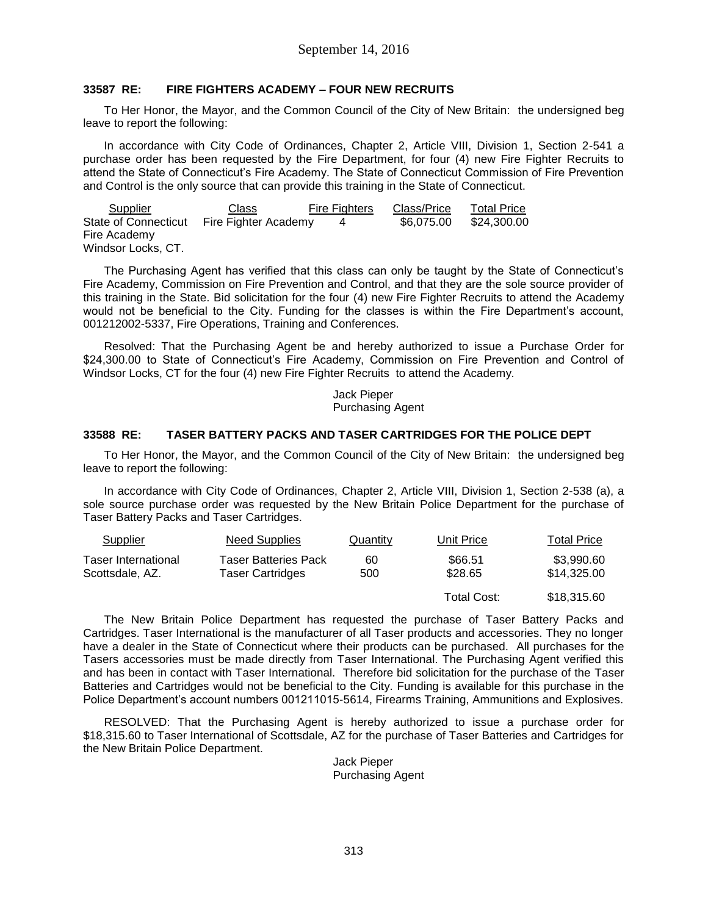**33587 RE: FIRE FIGHTERS ACADEMY – FOUR NEW RECRUITS**

To Her Honor, the Mayor, and the Common Council of the City of New Britain: the undersigned beg leave to report the following:

In accordance with City Code of Ordinances, Chapter 2, Article VIII, Division 1, Section 2-541 a purchase order has been requested by the Fire Department, for four (4) new Fire Fighter Recruits to attend the State of Connecticut's Fire Academy. The State of Connecticut Commission of Fire Prevention and Control is the only source that can provide this training in the State of Connecticut.

| Supplier | Class | Fire Fighters | Class/Price | Total Price |
|---|---|---|---|---|
| State of Connecticut Fire Academy Windsor Locks, CT. | Fire Fighter Academy | 4 | $6,075.00 | $24,300.00 |

The Purchasing Agent has verified that this class can only be taught by the State of Connecticut's Fire Academy, Commission on Fire Prevention and Control, and that they are the sole source provider of this training in the State. Bid solicitation for the four (4) new Fire Fighter Recruits to attend the Academy would not be beneficial to the City. Funding for the classes is within the Fire Department's account, 001212002-5337, Fire Operations, Training and Conferences.

Resolved: That the Purchasing Agent be and hereby authorized to issue a Purchase Order for $24,300.00 to State of Connecticut's Fire Academy, Commission on Fire Prevention and Control of Windsor Locks, CT for the four (4) new Fire Fighter Recruits to attend the Academy.

Jack Pieper
Purchasing Agent

**33588 RE: TASER BATTERY PACKS AND TASER CARTRIDGES FOR THE POLICE DEPT**

To Her Honor, the Mayor, and the Common Council of the City of New Britain: the undersigned beg leave to report the following:

In accordance with City Code of Ordinances, Chapter 2, Article VIII, Division 1, Section 2-538 (a), a sole source purchase order was requested by the New Britain Police Department for the purchase of Taser Battery Packs and Taser Cartridges.

| Supplier | Need Supplies | Quantity | Unit Price | Total Price |
|---|---|---|---|---|
| Taser International | Taser Batteries Pack | 60 | $66.51 | $3,990.60 |
| Scottsdale, AZ. | Taser Cartridges | 500 | $28.65 | $14,325.00 |
| | | | Total Cost: | $18,315.60 |

The New Britain Police Department has requested the purchase of Taser Battery Packs and Cartridges. Taser International is the manufacturer of all Taser products and accessories. They no longer have a dealer in the State of Connecticut where their products can be purchased. All purchases for the Tasers accessories must be made directly from Taser International. The Purchasing Agent verified this and has been in contact with Taser International. Therefore bid solicitation for the purchase of the Taser Batteries and Cartridges would not be beneficial to the City. Funding is available for this purchase in the Police Department's account numbers 001211015-5614, Firearms Training, Ammunitions and Explosives.

RESOLVED: That the Purchasing Agent is hereby authorized to issue a purchase order for $18,315.60 to Taser International of Scottsdale, AZ for the purchase of Taser Batteries and Cartridges for the New Britain Police Department.

Jack Pieper
Purchasing Agent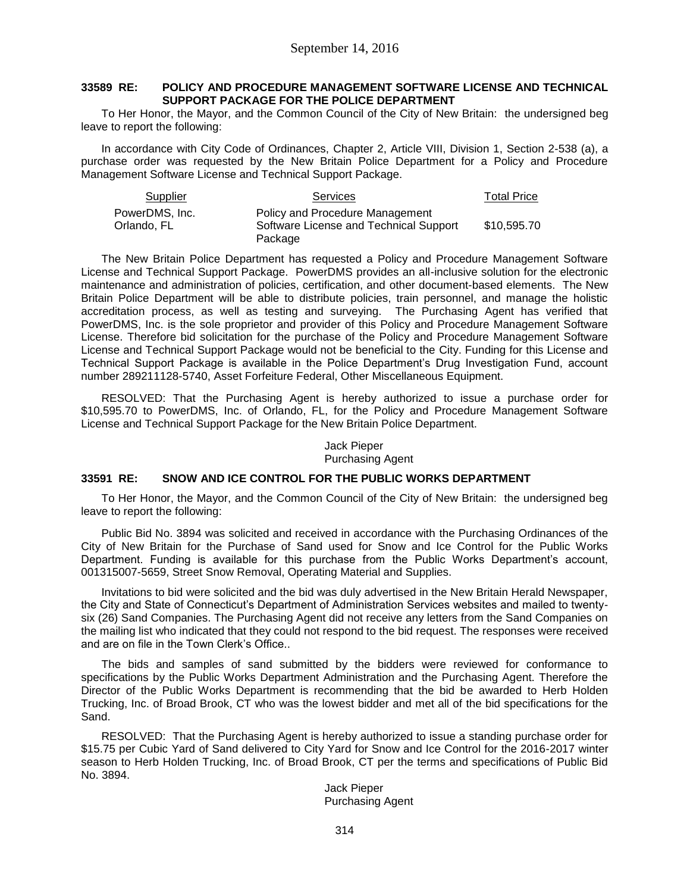### 33589 RE: POLICY AND PROCEDURE MANAGEMENT SOFTWARE LICENSE AND TECHNICAL SUPPORT PACKAGE FOR THE POLICE DEPARTMENT

To Her Honor, the Mayor, and the Common Council of the City of New Britain: the undersigned beg leave to report the following:

In accordance with City Code of Ordinances, Chapter 2, Article VIII, Division 1, Section 2-538 (a), a purchase order was requested by the New Britain Police Department for a Policy and Procedure Management Software License and Technical Support Package.

| Supplier | Services | Total Price |
|---|---|---|
| PowerDMS, Inc.<br>Orlando, FL | Policy and Procedure Management Software License and Technical Support Package | $10,595.70 |

The New Britain Police Department has requested a Policy and Procedure Management Software License and Technical Support Package. PowerDMS provides an all-inclusive solution for the electronic maintenance and administration of policies, certification, and other document-based elements. The New Britain Police Department will be able to distribute policies, train personnel, and manage the holistic accreditation process, as well as testing and surveying. The Purchasing Agent has verified that PowerDMS, Inc. is the sole proprietor and provider of this Policy and Procedure Management Software License. Therefore bid solicitation for the purchase of the Policy and Procedure Management Software License and Technical Support Package would not be beneficial to the City. Funding for this License and Technical Support Package is available in the Police Department's Drug Investigation Fund, account number 289211128-5740, Asset Forfeiture Federal, Other Miscellaneous Equipment.

RESOLVED: That the Purchasing Agent is hereby authorized to issue a purchase order for $10,595.70 to PowerDMS, Inc. of Orlando, FL, for the Policy and Procedure Management Software License and Technical Support Package for the New Britain Police Department.

Jack Pieper
Purchasing Agent

### 33591 RE: SNOW AND ICE CONTROL FOR THE PUBLIC WORKS DEPARTMENT

To Her Honor, the Mayor, and the Common Council of the City of New Britain: the undersigned beg leave to report the following:

Public Bid No. 3894 was solicited and received in accordance with the Purchasing Ordinances of the City of New Britain for the Purchase of Sand used for Snow and Ice Control for the Public Works Department. Funding is available for this purchase from the Public Works Department's account, 001315007-5659, Street Snow Removal, Operating Material and Supplies.

Invitations to bid were solicited and the bid was duly advertised in the New Britain Herald Newspaper, the City and State of Connecticut's Department of Administration Services websites and mailed to twenty-six (26) Sand Companies. The Purchasing Agent did not receive any letters from the Sand Companies on the mailing list who indicated that they could not respond to the bid request. The responses were received and are on file in the Town Clerk's Office..

The bids and samples of sand submitted by the bidders were reviewed for conformance to specifications by the Public Works Department Administration and the Purchasing Agent. Therefore the Director of the Public Works Department is recommending that the bid be awarded to Herb Holden Trucking, Inc. of Broad Brook, CT who was the lowest bidder and met all of the bid specifications for the Sand.

RESOLVED: That the Purchasing Agent is hereby authorized to issue a standing purchase order for $15.75 per Cubic Yard of Sand delivered to City Yard for Snow and Ice Control for the 2016-2017 winter season to Herb Holden Trucking, Inc. of Broad Brook, CT per the terms and specifications of Public Bid No. 3894.

Jack Pieper
Purchasing Agent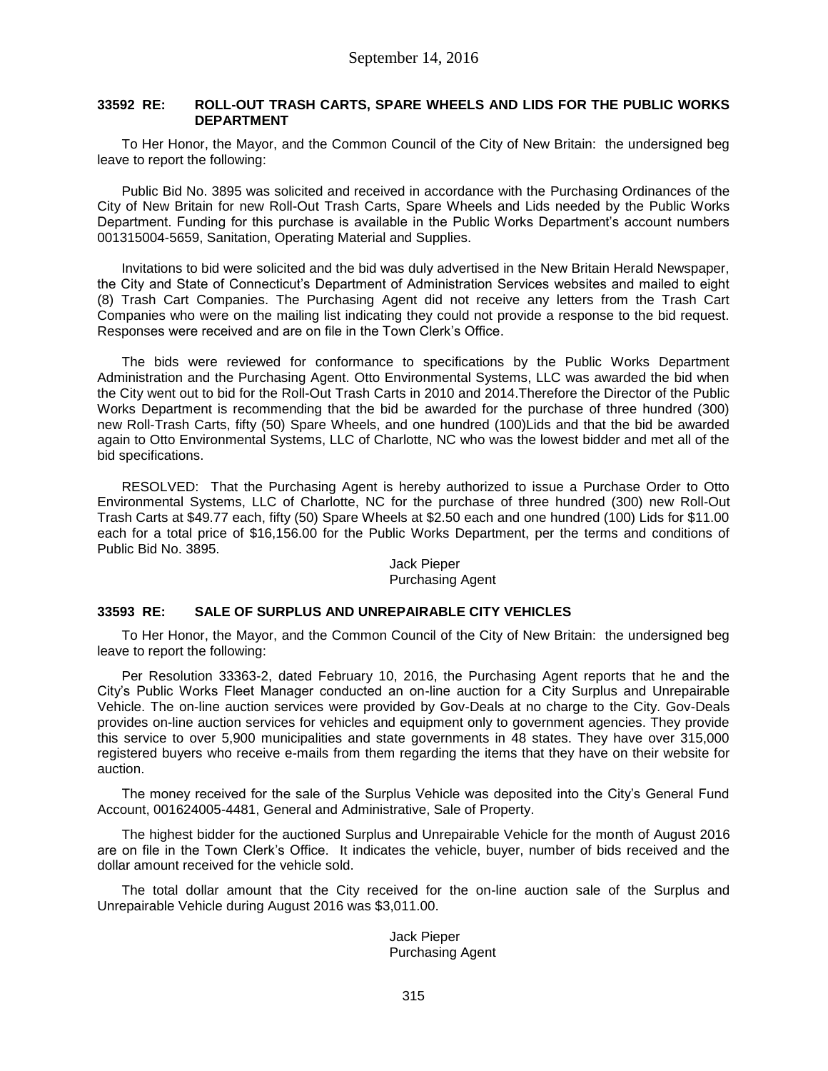## 33592 RE: ROLL-OUT TRASH CARTS, SPARE WHEELS AND LIDS FOR THE PUBLIC WORKS DEPARTMENT

To Her Honor, the Mayor, and the Common Council of the City of New Britain: the undersigned beg leave to report the following:

Public Bid No. 3895 was solicited and received in accordance with the Purchasing Ordinances of the City of New Britain for new Roll-Out Trash Carts, Spare Wheels and Lids needed by the Public Works Department. Funding for this purchase is available in the Public Works Department's account numbers 001315004-5659, Sanitation, Operating Material and Supplies.

Invitations to bid were solicited and the bid was duly advertised in the New Britain Herald Newspaper, the City and State of Connecticut's Department of Administration Services websites and mailed to eight (8) Trash Cart Companies. The Purchasing Agent did not receive any letters from the Trash Cart Companies who were on the mailing list indicating they could not provide a response to the bid request. Responses were received and are on file in the Town Clerk's Office.

The bids were reviewed for conformance to specifications by the Public Works Department Administration and the Purchasing Agent. Otto Environmental Systems, LLC was awarded the bid when the City went out to bid for the Roll-Out Trash Carts in 2010 and 2014.Therefore the Director of the Public Works Department is recommending that the bid be awarded for the purchase of three hundred (300) new Roll-Trash Carts, fifty (50) Spare Wheels, and one hundred (100)Lids and that the bid be awarded again to Otto Environmental Systems, LLC of Charlotte, NC who was the lowest bidder and met all of the bid specifications.

RESOLVED: That the Purchasing Agent is hereby authorized to issue a Purchase Order to Otto Environmental Systems, LLC of Charlotte, NC for the purchase of three hundred (300) new Roll-Out Trash Carts at $49.77 each, fifty (50) Spare Wheels at $2.50 each and one hundred (100) Lids for $11.00 each for a total price of $16,156.00 for the Public Works Department, per the terms and conditions of Public Bid No. 3895.

Jack Pieper
Purchasing Agent

## 33593 RE: SALE OF SURPLUS AND UNREPAIRABLE CITY VEHICLES

To Her Honor, the Mayor, and the Common Council of the City of New Britain: the undersigned beg leave to report the following:

Per Resolution 33363-2, dated February 10, 2016, the Purchasing Agent reports that he and the City's Public Works Fleet Manager conducted an on-line auction for a City Surplus and Unrepairable Vehicle. The on-line auction services were provided by Gov-Deals at no charge to the City. Gov-Deals provides on-line auction services for vehicles and equipment only to government agencies. They provide this service to over 5,900 municipalities and state governments in 48 states. They have over 315,000 registered buyers who receive e-mails from them regarding the items that they have on their website for auction.

The money received for the sale of the Surplus Vehicle was deposited into the City's General Fund Account, 001624005-4481, General and Administrative, Sale of Property.

The highest bidder for the auctioned Surplus and Unrepairable Vehicle for the month of August 2016 are on file in the Town Clerk's Office. It indicates the vehicle, buyer, number of bids received and the dollar amount received for the vehicle sold.

The total dollar amount that the City received for the on-line auction sale of the Surplus and Unrepairable Vehicle during August 2016 was $3,011.00.

Jack Pieper
Purchasing Agent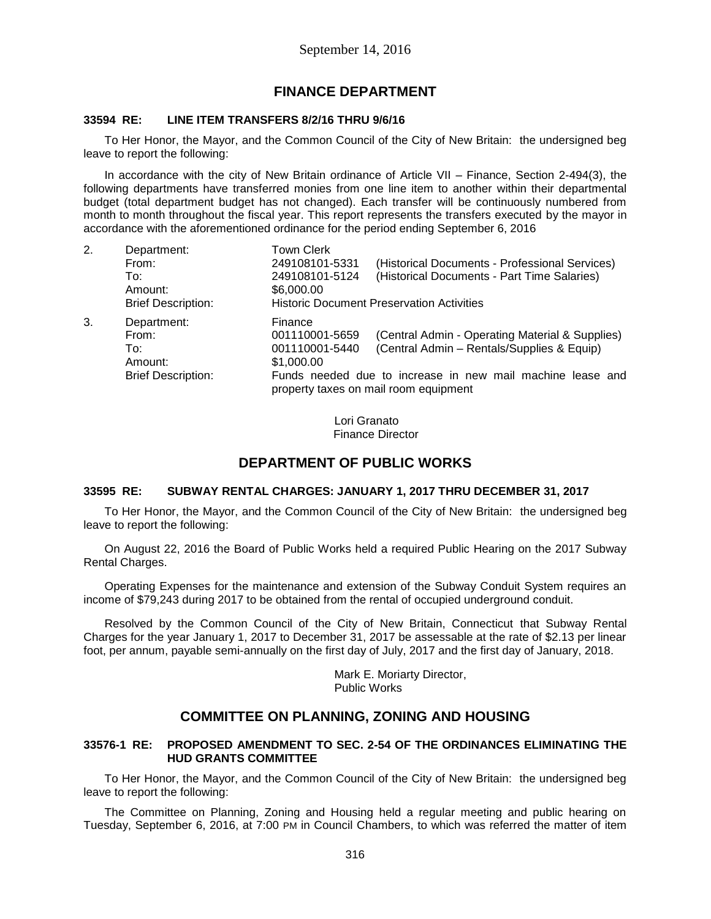September 14, 2016

## FINANCE DEPARTMENT

**33594 RE: LINE ITEM TRANSFERS 8/2/16 THRU 9/6/16**

To Her Honor, the Mayor, and the Common Council of the City of New Britain: the undersigned beg leave to report the following:

In accordance with the city of New Britain ordinance of Article VII – Finance, Section 2-494(3), the following departments have transferred monies from one line item to another within their departmental budget (total department budget has not changed). Each transfer will be continuously numbered from month to month throughout the fiscal year. This report represents the transfers executed by the mayor in accordance with the aforementioned ordinance for the period ending September 6, 2016

2. Department: Town Clerk
   From: 249108101-5331 (Historical Documents - Professional Services)
   To: 249108101-5124 (Historical Documents - Part Time Salaries)
   Amount: $6,000.00
   Brief Description: Historic Document Preservation Activities

3. Department: Finance
   From: 001110001-5659 (Central Admin - Operating Material & Supplies)
   To: 001110001-5440 (Central Admin – Rentals/Supplies & Equip)
   Amount: $1,000.00
   Brief Description: Funds needed due to increase in new mail machine lease and property taxes on mail room equipment

Lori Granato
Finance Director

## DEPARTMENT OF PUBLIC WORKS

**33595 RE: SUBWAY RENTAL CHARGES: JANUARY 1, 2017 THRU DECEMBER 31, 2017**

To Her Honor, the Mayor, and the Common Council of the City of New Britain: the undersigned beg leave to report the following:

On August 22, 2016 the Board of Public Works held a required Public Hearing on the 2017 Subway Rental Charges.

Operating Expenses for the maintenance and extension of the Subway Conduit System requires an income of $79,243 during 2017 to be obtained from the rental of occupied underground conduit.

Resolved by the Common Council of the City of New Britain, Connecticut that Subway Rental Charges for the year January 1, 2017 to December 31, 2017 be assessable at the rate of $2.13 per linear foot, per annum, payable semi-annually on the first day of July, 2017 and the first day of January, 2018.

Mark E. Moriarty Director,
Public Works

## COMMITTEE ON PLANNING, ZONING AND HOUSING

**33576-1 RE: PROPOSED AMENDMENT TO SEC. 2-54 OF THE ORDINANCES ELIMINATING THE HUD GRANTS COMMITTEE**

To Her Honor, the Mayor, and the Common Council of the City of New Britain: the undersigned beg leave to report the following:

The Committee on Planning, Zoning and Housing held a regular meeting and public hearing on Tuesday, September 6, 2016, at 7:00 PM in Council Chambers, to which was referred the matter of item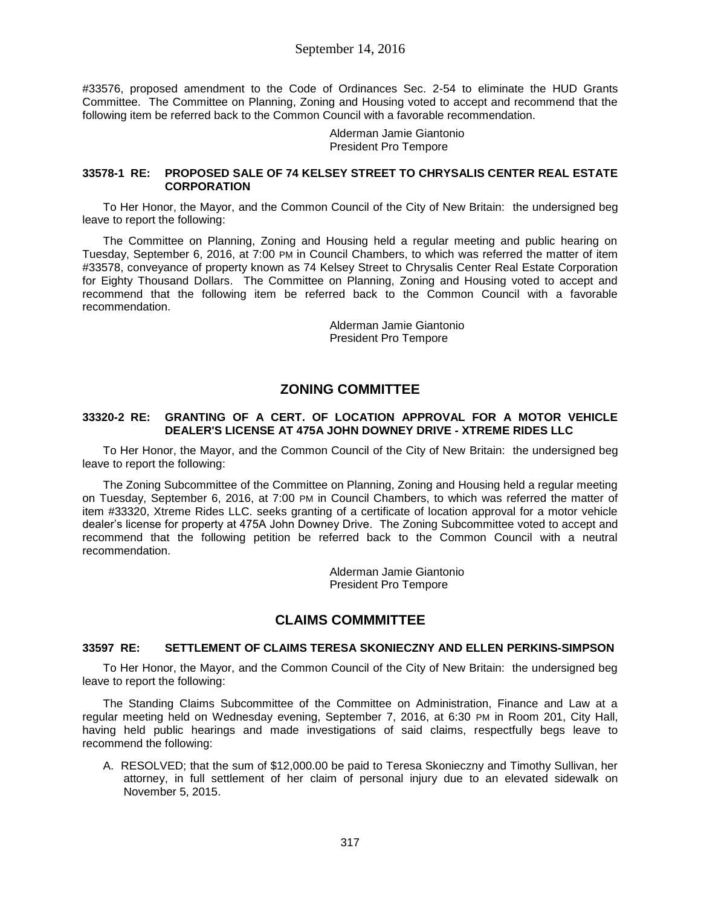#33576, proposed amendment to the Code of Ordinances Sec. 2-54 to eliminate the HUD Grants Committee. The Committee on Planning, Zoning and Housing voted to accept and recommend that the following item be referred back to the Common Council with a favorable recommendation.

Alderman Jamie Giantonio
President Pro Tempore

**33578-1 RE: PROPOSED SALE OF 74 KELSEY STREET TO CHRYSALIS CENTER REAL ESTATE CORPORATION**

To Her Honor, the Mayor, and the Common Council of the City of New Britain: the undersigned beg leave to report the following:

The Committee on Planning, Zoning and Housing held a regular meeting and public hearing on Tuesday, September 6, 2016, at 7:00 PM in Council Chambers, to which was referred the matter of item #33578, conveyance of property known as 74 Kelsey Street to Chrysalis Center Real Estate Corporation for Eighty Thousand Dollars. The Committee on Planning, Zoning and Housing voted to accept and recommend that the following item be referred back to the Common Council with a favorable recommendation.

Alderman Jamie Giantonio
President Pro Tempore

## ZONING COMMITTEE

**33320-2 RE: GRANTING OF A CERT. OF LOCATION APPROVAL FOR A MOTOR VEHICLE DEALER'S LICENSE AT 475A JOHN DOWNEY DRIVE - XTREME RIDES LLC**

To Her Honor, the Mayor, and the Common Council of the City of New Britain: the undersigned beg leave to report the following:

The Zoning Subcommittee of the Committee on Planning, Zoning and Housing held a regular meeting on Tuesday, September 6, 2016, at 7:00 PM in Council Chambers, to which was referred the matter of item #33320, Xtreme Rides LLC. seeks granting of a certificate of location approval for a motor vehicle dealer's license for property at 475A John Downey Drive. The Zoning Subcommittee voted to accept and recommend that the following petition be referred back to the Common Council with a neutral recommendation.

Alderman Jamie Giantonio
President Pro Tempore

## CLAIMS COMMMITTEE

**33597 RE: SETTLEMENT OF CLAIMS TERESA SKONIECZNY AND ELLEN PERKINS-SIMPSON**

To Her Honor, the Mayor, and the Common Council of the City of New Britain: the undersigned beg leave to report the following:

The Standing Claims Subcommittee of the Committee on Administration, Finance and Law at a regular meeting held on Wednesday evening, September 7, 2016, at 6:30 PM in Room 201, City Hall, having held public hearings and made investigations of said claims, respectfully begs leave to recommend the following:

A. RESOLVED; that the sum of $12,000.00 be paid to Teresa Skonieczny and Timothy Sullivan, her attorney, in full settlement of her claim of personal injury due to an elevated sidewalk on November 5, 2015.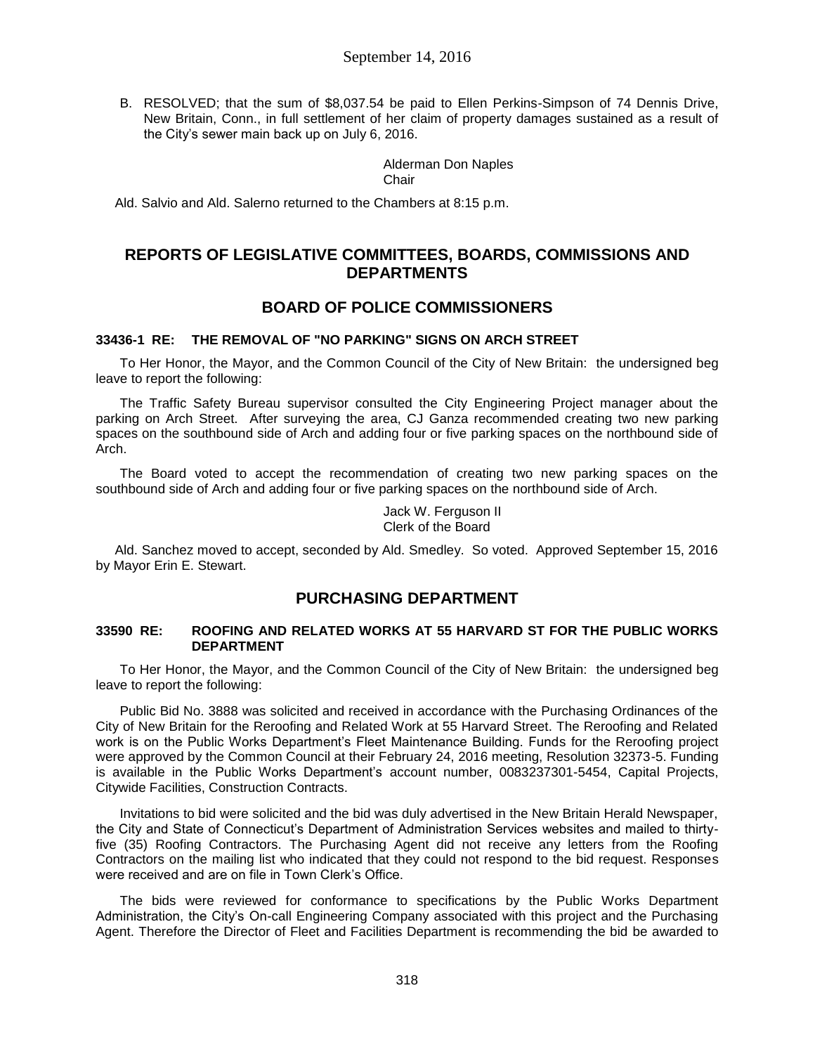B. RESOLVED; that the sum of $8,037.54 be paid to Ellen Perkins-Simpson of 74 Dennis Drive, New Britain, Conn., in full settlement of her claim of property damages sustained as a result of the City's sewer main back up on July 6, 2016.

Alderman Don Naples
Chair

Ald. Salvio and Ald. Salerno returned to the Chambers at 8:15 p.m.

## REPORTS OF LEGISLATIVE COMMITTEES, BOARDS, COMMISSIONS AND DEPARTMENTS

## BOARD OF POLICE COMMISSIONERS

#### 33436-1 RE: THE REMOVAL OF "NO PARKING" SIGNS ON ARCH STREET

To Her Honor, the Mayor, and the Common Council of the City of New Britain: the undersigned beg leave to report the following:

The Traffic Safety Bureau supervisor consulted the City Engineering Project manager about the parking on Arch Street. After surveying the area, CJ Ganza recommended creating two new parking spaces on the southbound side of Arch and adding four or five parking spaces on the northbound side of Arch.

The Board voted to accept the recommendation of creating two new parking spaces on the southbound side of Arch and adding four or five parking spaces on the northbound side of Arch.

Jack W. Ferguson II
Clerk of the Board

Ald. Sanchez moved to accept, seconded by Ald. Smedley. So voted. Approved September 15, 2016 by Mayor Erin E. Stewart.

## PURCHASING DEPARTMENT

#### 33590 RE: ROOFING AND RELATED WORKS AT 55 HARVARD ST FOR THE PUBLIC WORKS DEPARTMENT

To Her Honor, the Mayor, and the Common Council of the City of New Britain: the undersigned beg leave to report the following:

Public Bid No. 3888 was solicited and received in accordance with the Purchasing Ordinances of the City of New Britain for the Reroofing and Related Work at 55 Harvard Street. The Reroofing and Related work is on the Public Works Department's Fleet Maintenance Building. Funds for the Reroofing project were approved by the Common Council at their February 24, 2016 meeting, Resolution 32373-5. Funding is available in the Public Works Department's account number, 0083237301-5454, Capital Projects, Citywide Facilities, Construction Contracts.

Invitations to bid were solicited and the bid was duly advertised in the New Britain Herald Newspaper, the City and State of Connecticut's Department of Administration Services websites and mailed to thirty-five (35) Roofing Contractors. The Purchasing Agent did not receive any letters from the Roofing Contractors on the mailing list who indicated that they could not respond to the bid request. Responses were received and are on file in Town Clerk's Office.

The bids were reviewed for conformance to specifications by the Public Works Department Administration, the City's On-call Engineering Company associated with this project and the Purchasing Agent. Therefore the Director of Fleet and Facilities Department is recommending the bid be awarded to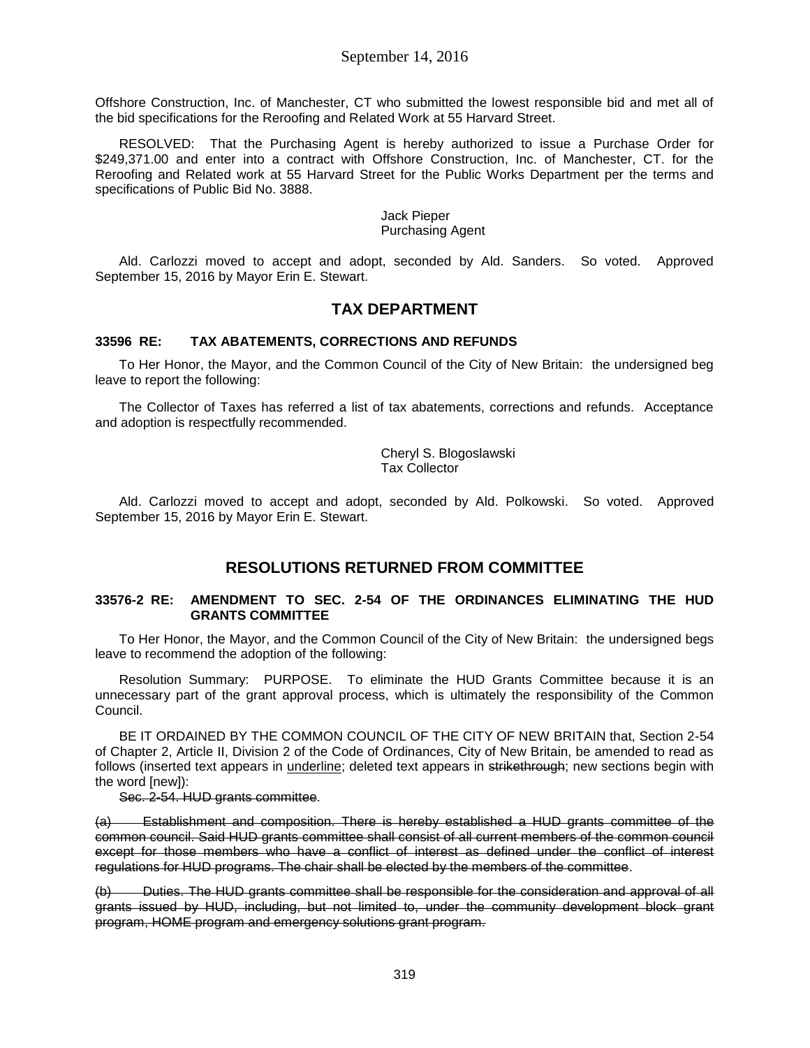Offshore Construction, Inc. of Manchester, CT who submitted the lowest responsible bid and met all of the bid specifications for the Reroofing and Related Work at 55 Harvard Street.

RESOLVED: That the Purchasing Agent is hereby authorized to issue a Purchase Order for $249,371.00 and enter into a contract with Offshore Construction, Inc. of Manchester, CT. for the Reroofing and Related work at 55 Harvard Street for the Public Works Department per the terms and specifications of Public Bid No. 3888.

Jack Pieper
Purchasing Agent

Ald. Carlozzi moved to accept and adopt, seconded by Ald. Sanders. So voted. Approved September 15, 2016 by Mayor Erin E. Stewart.

## TAX DEPARTMENT

### 33596 RE: TAX ABATEMENTS, CORRECTIONS AND REFUNDS

To Her Honor, the Mayor, and the Common Council of the City of New Britain: the undersigned beg leave to report the following:

The Collector of Taxes has referred a list of tax abatements, corrections and refunds. Acceptance and adoption is respectfully recommended.

Cheryl S. Blogoslawski
Tax Collector

Ald. Carlozzi moved to accept and adopt, seconded by Ald. Polkowski. So voted. Approved September 15, 2016 by Mayor Erin E. Stewart.

## RESOLUTIONS RETURNED FROM COMMITTEE

### 33576-2 RE: AMENDMENT TO SEC. 2-54 OF THE ORDINANCES ELIMINATING THE HUD GRANTS COMMITTEE

To Her Honor, the Mayor, and the Common Council of the City of New Britain: the undersigned begs leave to recommend the adoption of the following:

Resolution Summary: PURPOSE. To eliminate the HUD Grants Committee because it is an unnecessary part of the grant approval process, which is ultimately the responsibility of the Common Council.

BE IT ORDAINED BY THE COMMON COUNCIL OF THE CITY OF NEW BRITAIN that, Section 2-54 of Chapter 2, Article II, Division 2 of the Code of Ordinances, City of New Britain, be amended to read as follows (inserted text appears in <u>underline</u>; deleted text appears in ~~strikethrough~~; new sections begin with the word [new]):

~~Sec. 2-54. HUD grants committee~~.

~~(a) Establishment and composition. There is hereby established a HUD grants committee of the common council. Said HUD grants committee shall consist of all current members of the common council except for those members who have a conflict of interest as defined under the conflict of interest regulations for HUD programs. The chair shall be elected by the members of the committee~~.

~~(b) Duties. The HUD grants committee shall be responsible for the consideration and approval of all grants issued by HUD, including, but not limited to, under the community development block grant program, HOME program and emergency solutions grant program.~~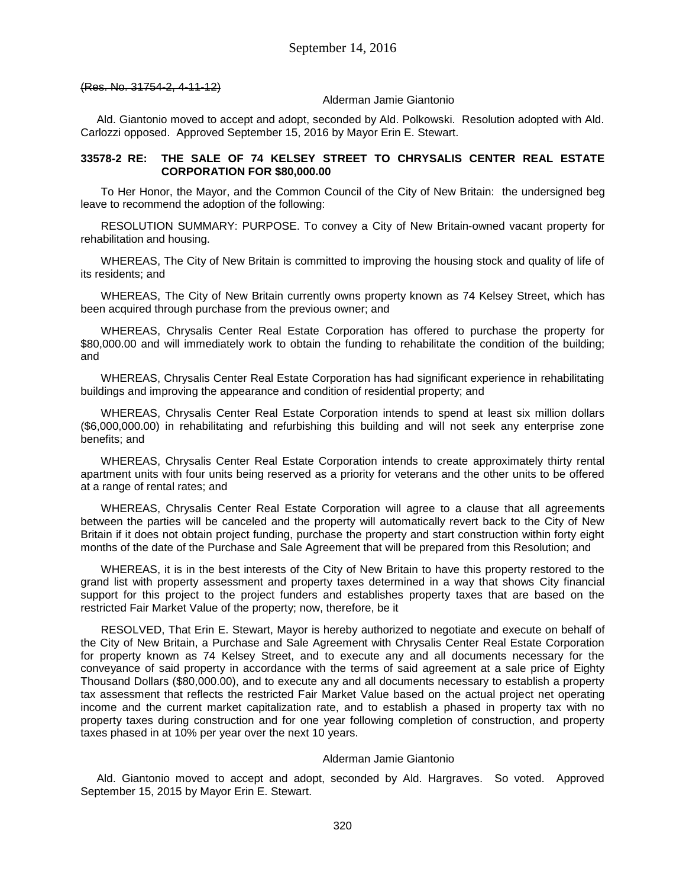~~(Res. No. 31754-2, 4-11-12)~~

Alderman Jamie Giantonio

Ald. Giantonio moved to accept and adopt, seconded by Ald. Polkowski. Resolution adopted with Ald. Carlozzi opposed. Approved September 15, 2016 by Mayor Erin E. Stewart.

**33578-2 RE: THE SALE OF 74 KELSEY STREET TO CHRYSALIS CENTER REAL ESTATE CORPORATION FOR $80,000.00**

To Her Honor, the Mayor, and the Common Council of the City of New Britain: the undersigned beg leave to recommend the adoption of the following:

RESOLUTION SUMMARY: PURPOSE. To convey a City of New Britain-owned vacant property for rehabilitation and housing.

WHEREAS, The City of New Britain is committed to improving the housing stock and quality of life of its residents; and

WHEREAS, The City of New Britain currently owns property known as 74 Kelsey Street, which has been acquired through purchase from the previous owner; and

WHEREAS, Chrysalis Center Real Estate Corporation has offered to purchase the property for $80,000.00 and will immediately work to obtain the funding to rehabilitate the condition of the building; and

WHEREAS, Chrysalis Center Real Estate Corporation has had significant experience in rehabilitating buildings and improving the appearance and condition of residential property; and

WHEREAS, Chrysalis Center Real Estate Corporation intends to spend at least six million dollars ($6,000,000.00) in rehabilitating and refurbishing this building and will not seek any enterprise zone benefits; and

WHEREAS, Chrysalis Center Real Estate Corporation intends to create approximately thirty rental apartment units with four units being reserved as a priority for veterans and the other units to be offered at a range of rental rates; and

WHEREAS, Chrysalis Center Real Estate Corporation will agree to a clause that all agreements between the parties will be canceled and the property will automatically revert back to the City of New Britain if it does not obtain project funding, purchase the property and start construction within forty eight months of the date of the Purchase and Sale Agreement that will be prepared from this Resolution; and

WHEREAS, it is in the best interests of the City of New Britain to have this property restored to the grand list with property assessment and property taxes determined in a way that shows City financial support for this project to the project funders and establishes property taxes that are based on the restricted Fair Market Value of the property; now, therefore, be it

RESOLVED, That Erin E. Stewart, Mayor is hereby authorized to negotiate and execute on behalf of the City of New Britain, a Purchase and Sale Agreement with Chrysalis Center Real Estate Corporation for property known as 74 Kelsey Street, and to execute any and all documents necessary for the conveyance of said property in accordance with the terms of said agreement at a sale price of Eighty Thousand Dollars ($80,000.00), and to execute any and all documents necessary to establish a property tax assessment that reflects the restricted Fair Market Value based on the actual project net operating income and the current market capitalization rate, and to establish a phased in property tax with no property taxes during construction and for one year following completion of construction, and property taxes phased in at 10% per year over the next 10 years.

Alderman Jamie Giantonio

Ald. Giantonio moved to accept and adopt, seconded by Ald. Hargraves. So voted. Approved September 15, 2015 by Mayor Erin E. Stewart.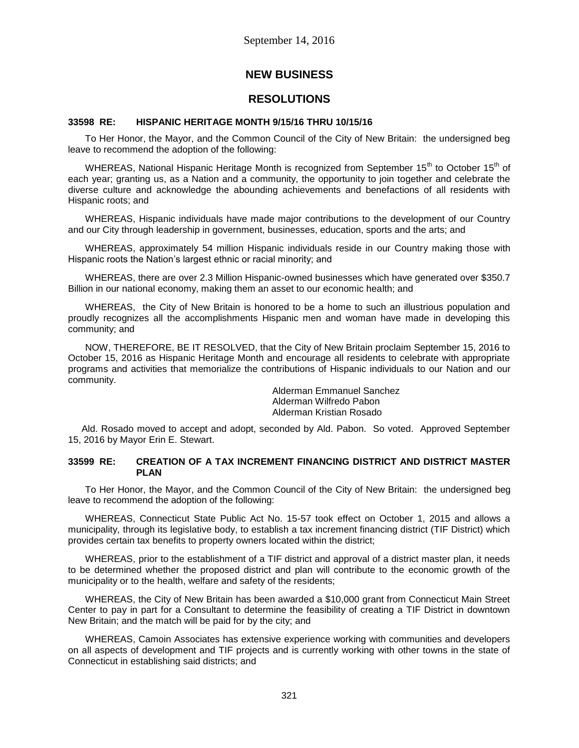September 14, 2016

## NEW BUSINESS

## RESOLUTIONS

### 33598 RE: HISPANIC HERITAGE MONTH 9/15/16 THRU 10/15/16

To Her Honor, the Mayor, and the Common Council of the City of New Britain: the undersigned beg leave to recommend the adoption of the following:

WHEREAS, National Hispanic Heritage Month is recognized from September 15th to October 15th of each year; granting us, as a Nation and a community, the opportunity to join together and celebrate the diverse culture and acknowledge the abounding achievements and benefactions of all residents with Hispanic roots; and

WHEREAS, Hispanic individuals have made major contributions to the development of our Country and our City through leadership in government, businesses, education, sports and the arts; and

WHEREAS, approximately 54 million Hispanic individuals reside in our Country making those with Hispanic roots the Nation's largest ethnic or racial minority; and

WHEREAS, there are over 2.3 Million Hispanic-owned businesses which have generated over $350.7 Billion in our national economy, making them an asset to our economic health; and

WHEREAS, the City of New Britain is honored to be a home to such an illustrious population and proudly recognizes all the accomplishments Hispanic men and woman have made in developing this community; and

NOW, THEREFORE, BE IT RESOLVED, that the City of New Britain proclaim September 15, 2016 to October 15, 2016 as Hispanic Heritage Month and encourage all residents to celebrate with appropriate programs and activities that memorialize the contributions of Hispanic individuals to our Nation and our community.

Alderman Emmanuel Sanchez
Alderman Wilfredo Pabon
Alderman Kristian Rosado

Ald. Rosado moved to accept and adopt, seconded by Ald. Pabon. So voted. Approved September 15, 2016 by Mayor Erin E. Stewart.

### 33599 RE: CREATION OF A TAX INCREMENT FINANCING DISTRICT AND DISTRICT MASTER PLAN

To Her Honor, the Mayor, and the Common Council of the City of New Britain: the undersigned beg leave to recommend the adoption of the following:

WHEREAS, Connecticut State Public Act No. 15-57 took effect on October 1, 2015 and allows a municipality, through its legislative body, to establish a tax increment financing district (TIF District) which provides certain tax benefits to property owners located within the district;

WHEREAS, prior to the establishment of a TIF district and approval of a district master plan, it needs to be determined whether the proposed district and plan will contribute to the economic growth of the municipality or to the health, welfare and safety of the residents;

WHEREAS, the City of New Britain has been awarded a $10,000 grant from Connecticut Main Street Center to pay in part for a Consultant to determine the feasibility of creating a TIF District in downtown New Britain; and the match will be paid for by the city; and

WHEREAS, Camoin Associates has extensive experience working with communities and developers on all aspects of development and TIF projects and is currently working with other towns in the state of Connecticut in establishing said districts; and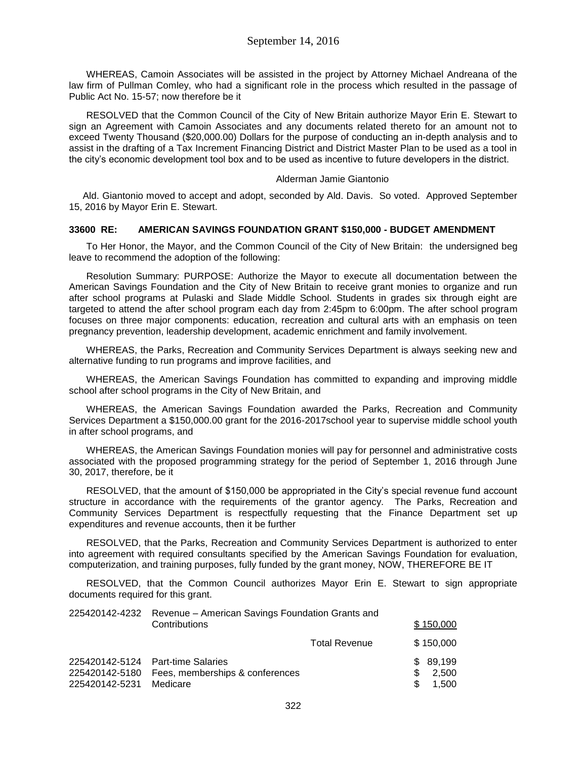WHEREAS, Camoin Associates will be assisted in the project by Attorney Michael Andreana of the law firm of Pullman Comley, who had a significant role in the process which resulted in the passage of Public Act No. 15-57; now therefore be it

RESOLVED that the Common Council of the City of New Britain authorize Mayor Erin E. Stewart to sign an Agreement with Camoin Associates and any documents related thereto for an amount not to exceed Twenty Thousand ($20,000.00) Dollars for the purpose of conducting an in-depth analysis and to assist in the drafting of a Tax Increment Financing District and District Master Plan to be used as a tool in the city's economic development tool box and to be used as incentive to future developers in the district.

Alderman Jamie Giantonio

Ald. Giantonio moved to accept and adopt, seconded by Ald. Davis. So voted. Approved September 15, 2016 by Mayor Erin E. Stewart.

**33600 RE: AMERICAN SAVINGS FOUNDATION GRANT $150,000 - BUDGET AMENDMENT**

To Her Honor, the Mayor, and the Common Council of the City of New Britain: the undersigned beg leave to recommend the adoption of the following:

Resolution Summary: PURPOSE: Authorize the Mayor to execute all documentation between the American Savings Foundation and the City of New Britain to receive grant monies to organize and run after school programs at Pulaski and Slade Middle School. Students in grades six through eight are targeted to attend the after school program each day from 2:45pm to 6:00pm. The after school program focuses on three major components: education, recreation and cultural arts with an emphasis on teen pregnancy prevention, leadership development, academic enrichment and family involvement.

WHEREAS, the Parks, Recreation and Community Services Department is always seeking new and alternative funding to run programs and improve facilities, and

WHEREAS, the American Savings Foundation has committed to expanding and improving middle school after school programs in the City of New Britain, and

WHEREAS, the American Savings Foundation awarded the Parks, Recreation and Community Services Department a $150,000.00 grant for the 2016-2017school year to supervise middle school youth in after school programs, and

WHEREAS, the American Savings Foundation monies will pay for personnel and administrative costs associated with the proposed programming strategy for the period of September 1, 2016 through June 30, 2017, therefore, be it

RESOLVED, that the amount of $150,000 be appropriated in the City's special revenue fund account structure in accordance with the requirements of the grantor agency. The Parks, Recreation and Community Services Department is respectfully requesting that the Finance Department set up expenditures and revenue accounts, then it be further

RESOLVED, that the Parks, Recreation and Community Services Department is authorized to enter into agreement with required consultants specified by the American Savings Foundation for evaluation, computerization, and training purposes, fully funded by the grant money, NOW, THEREFORE BE IT

RESOLVED, that the Common Council authorizes Mayor Erin E. Stewart to sign appropriate documents required for this grant.

| | | | |
|---|---|---|---|
| 225420142-4232 | Revenue – American Savings Foundation Grants and Contributions | | $ 150,000 |
| | | Total Revenue | $ 150,000 |
| 225420142-5124 | Part-time Salaries | | $ 89,199 |
| 225420142-5180 | Fees, memberships & conferences | | $ 2,500 |
| 225420142-5231 | Medicare | | $ 1,500 |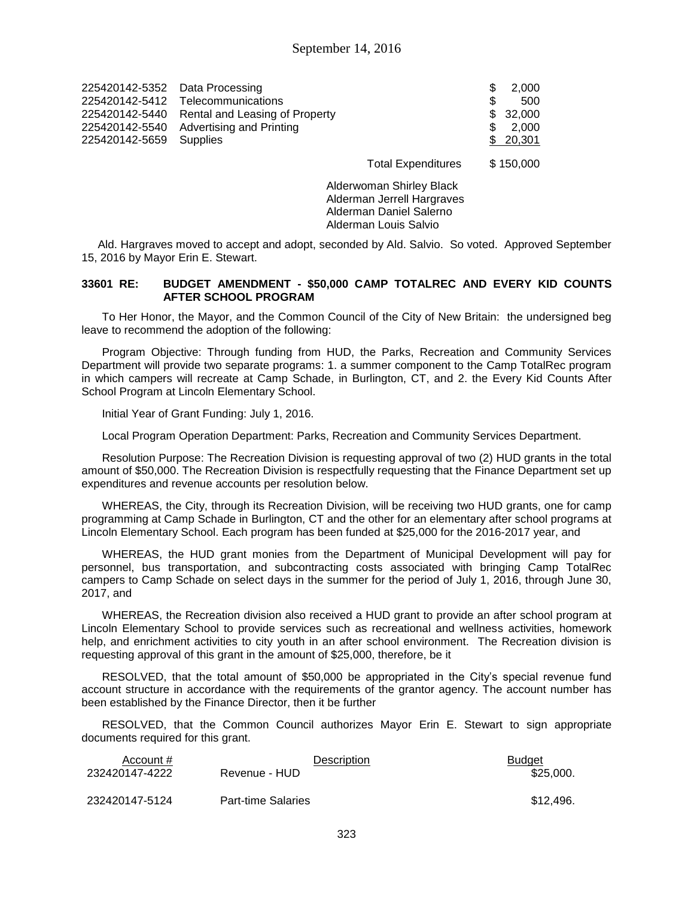| | | |
|---|---|---|
| 225420142-5352 | Data Processing | $ 2,000 |
| 225420142-5412 | Telecommunications | $ 500 |
| 225420142-5440 | Rental and Leasing of Property | $ 32,000 |
| 225420142-5540 | Advertising and Printing | $ 2,000 |
| 225420142-5659 | Supplies | $ 20,301 |
| | Total Expenditures | $ 150,000 |

Alderwoman Shirley Black
Alderman Jerrell Hargraves
Alderman Daniel Salerno
Alderman Louis Salvio

Ald. Hargraves moved to accept and adopt, seconded by Ald. Salvio. So voted. Approved September 15, 2016 by Mayor Erin E. Stewart.

### 33601 RE: BUDGET AMENDMENT - $50,000 CAMP TOTALREC AND EVERY KID COUNTS AFTER SCHOOL PROGRAM

To Her Honor, the Mayor, and the Common Council of the City of New Britain: the undersigned beg leave to recommend the adoption of the following:

Program Objective: Through funding from HUD, the Parks, Recreation and Community Services Department will provide two separate programs: 1. a summer component to the Camp TotalRec program in which campers will recreate at Camp Schade, in Burlington, CT, and 2. the Every Kid Counts After School Program at Lincoln Elementary School.

Initial Year of Grant Funding: July 1, 2016.

Local Program Operation Department: Parks, Recreation and Community Services Department.

Resolution Purpose: The Recreation Division is requesting approval of two (2) HUD grants in the total amount of $50,000. The Recreation Division is respectfully requesting that the Finance Department set up expenditures and revenue accounts per resolution below.

WHEREAS, the City, through its Recreation Division, will be receiving two HUD grants, one for camp programming at Camp Schade in Burlington, CT and the other for an elementary after school programs at Lincoln Elementary School. Each program has been funded at $25,000 for the 2016-2017 year, and

WHEREAS, the HUD grant monies from the Department of Municipal Development will pay for personnel, bus transportation, and subcontracting costs associated with bringing Camp TotalRec campers to Camp Schade on select days in the summer for the period of July 1, 2016, through June 30, 2017, and

WHEREAS, the Recreation division also received a HUD grant to provide an after school program at Lincoln Elementary School to provide services such as recreational and wellness activities, homework help, and enrichment activities to city youth in an after school environment. The Recreation division is requesting approval of this grant in the amount of $25,000, therefore, be it

RESOLVED, that the total amount of $50,000 be appropriated in the City's special revenue fund account structure in accordance with the requirements of the grantor agency. The account number has been established by the Finance Director, then it be further

RESOLVED, that the Common Council authorizes Mayor Erin E. Stewart to sign appropriate documents required for this grant.

| Account # | Description | Budget |
|---|---|---|
| 232420147-4222 | Revenue - HUD | $25,000. |
| 232420147-5124 | Part-time Salaries | $12,496. |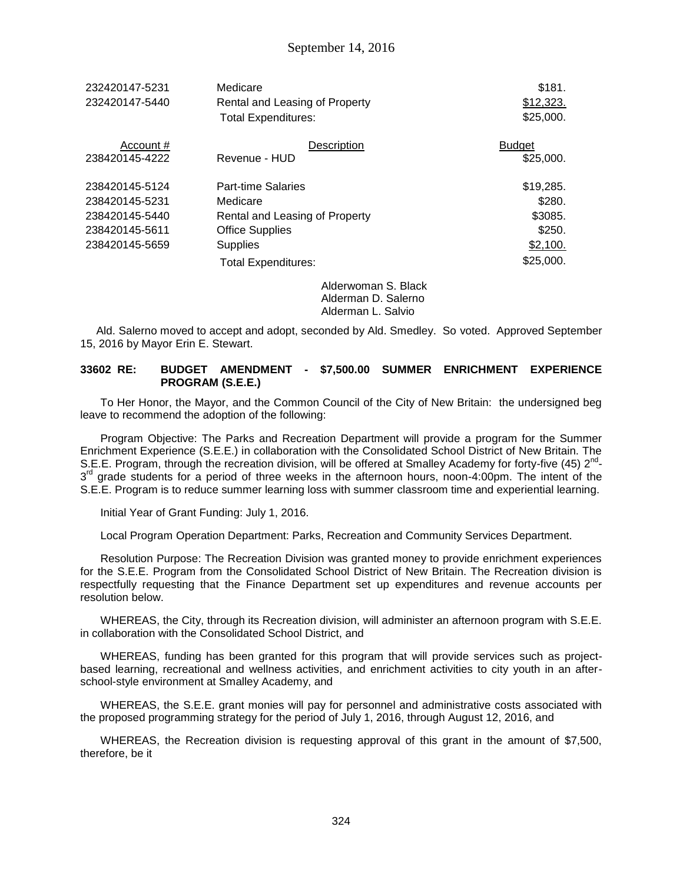| | | |
|---|---|---|
| 232420147-5231 | Medicare | \$181. |
| 232420147-5440 | Rental and Leasing of Property | \$12,323. |
| | Total Expenditures: | \$25,000. |

| Account # | Description | Budget |
|---|---|---|
| 238420145-4222 | Revenue - HUD | \$25,000. |
| | | |
| 238420145-5124 | Part-time Salaries | \$19,285. |
| 238420145-5231 | Medicare | \$280. |
| 238420145-5440 | Rental and Leasing of Property | \$3085. |
| 238420145-5611 | Office Supplies | \$250. |
| 238420145-5659 | Supplies | \$2,100. |
| | Total Expenditures: | \$25,000. |

Alderwoman S. Black
Alderman D. Salerno
Alderman L. Salvio

Ald. Salerno moved to accept and adopt, seconded by Ald. Smedley. So voted. Approved September 15, 2016 by Mayor Erin E. Stewart.

**33602 RE: BUDGET AMENDMENT - \$7,500.00 SUMMER ENRICHMENT EXPERIENCE PROGRAM (S.E.E.)**

To Her Honor, the Mayor, and the Common Council of the City of New Britain: the undersigned beg leave to recommend the adoption of the following:

Program Objective: The Parks and Recreation Department will provide a program for the Summer Enrichment Experience (S.E.E.) in collaboration with the Consolidated School District of New Britain. The S.E.E. Program, through the recreation division, will be offered at Smalley Academy for forty-five (45) 2nd-3rd grade students for a period of three weeks in the afternoon hours, noon-4:00pm. The intent of the S.E.E. Program is to reduce summer learning loss with summer classroom time and experiential learning.

Initial Year of Grant Funding: July 1, 2016.

Local Program Operation Department: Parks, Recreation and Community Services Department.

Resolution Purpose: The Recreation Division was granted money to provide enrichment experiences for the S.E.E. Program from the Consolidated School District of New Britain. The Recreation division is respectfully requesting that the Finance Department set up expenditures and revenue accounts per resolution below.

WHEREAS, the City, through its Recreation division, will administer an afternoon program with S.E.E. in collaboration with the Consolidated School District, and

WHEREAS, funding has been granted for this program that will provide services such as project-based learning, recreational and wellness activities, and enrichment activities to city youth in an after-school-style environment at Smalley Academy, and

WHEREAS, the S.E.E. grant monies will pay for personnel and administrative costs associated with the proposed programming strategy for the period of July 1, 2016, through August 12, 2016, and

WHEREAS, the Recreation division is requesting approval of this grant in the amount of \$7,500, therefore, be it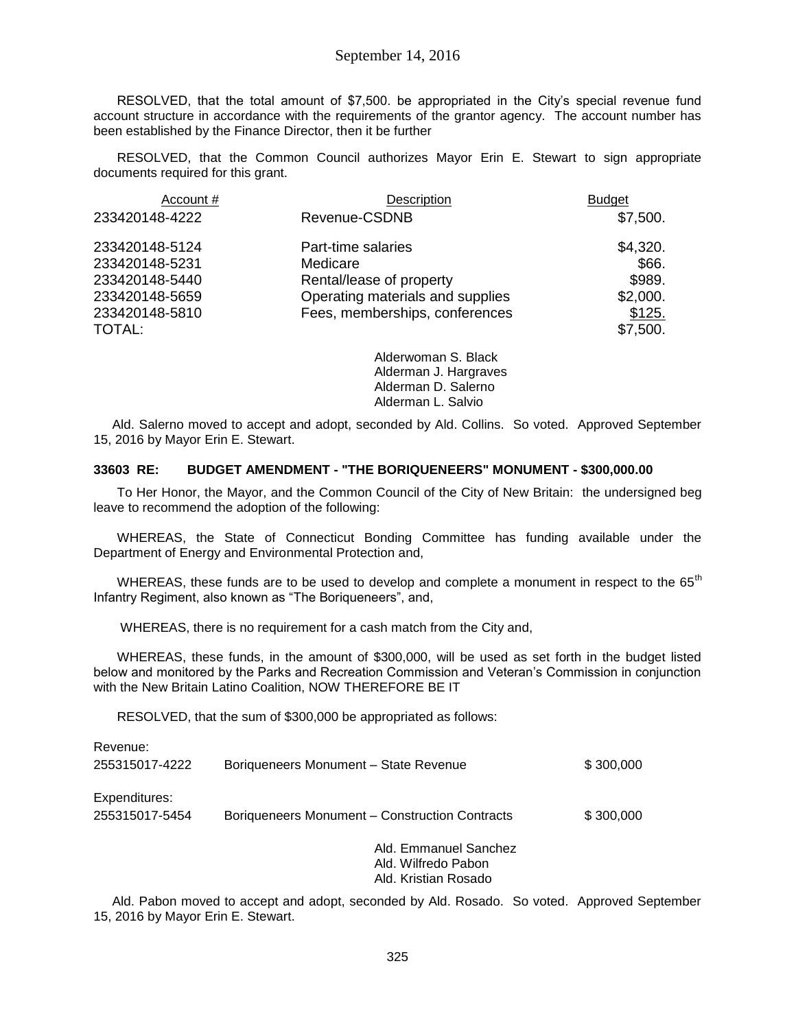RESOLVED, that the total amount of $7,500. be appropriated in the City's special revenue fund account structure in accordance with the requirements of the grantor agency. The account number has been established by the Finance Director, then it be further

RESOLVED, that the Common Council authorizes Mayor Erin E. Stewart to sign appropriate documents required for this grant.

| Account # | Description | Budget |
|---|---|---|
| 233420148-4222 | Revenue-CSDNB | $7,500. |
| 233420148-5124 | Part-time salaries | $4,320. |
| 233420148-5231 | Medicare | $66. |
| 233420148-5440 | Rental/lease of property | $989. |
| 233420148-5659 | Operating materials and supplies | $2,000. |
| 233420148-5810 | Fees, memberships, conferences | $125. |
| TOTAL: | | $7,500. |

Alderwoman S. Black
Alderman J. Hargraves
Alderman D. Salerno
Alderman L. Salvio

Ald. Salerno moved to accept and adopt, seconded by Ald. Collins. So voted. Approved September 15, 2016 by Mayor Erin E. Stewart.

**33603 RE: BUDGET AMENDMENT - "THE BORIQUENEERS" MONUMENT - $300,000.00**

To Her Honor, the Mayor, and the Common Council of the City of New Britain: the undersigned beg leave to recommend the adoption of the following:

WHEREAS, the State of Connecticut Bonding Committee has funding available under the Department of Energy and Environmental Protection and,

WHEREAS, these funds are to be used to develop and complete a monument in respect to the 65th Infantry Regiment, also known as "The Boriqueneers", and,

WHEREAS, there is no requirement for a cash match from the City and,

WHEREAS, these funds, in the amount of $300,000, will be used as set forth in the budget listed below and monitored by the Parks and Recreation Commission and Veteran's Commission in conjunction with the New Britain Latino Coalition, NOW THEREFORE BE IT

RESOLVED, that the sum of $300,000 be appropriated as follows:

| | | |
|---|---|---|
| Revenue: | | |
| 255315017-4222 | Boriqueneers Monument – State Revenue | $ 300,000 |
| Expenditures: | | |
| 255315017-5454 | Boriqueneers Monument – Construction Contracts | $ 300,000 |

Ald. Emmanuel Sanchez
Ald. Wilfredo Pabon
Ald. Kristian Rosado

Ald. Pabon moved to accept and adopt, seconded by Ald. Rosado. So voted. Approved September 15, 2016 by Mayor Erin E. Stewart.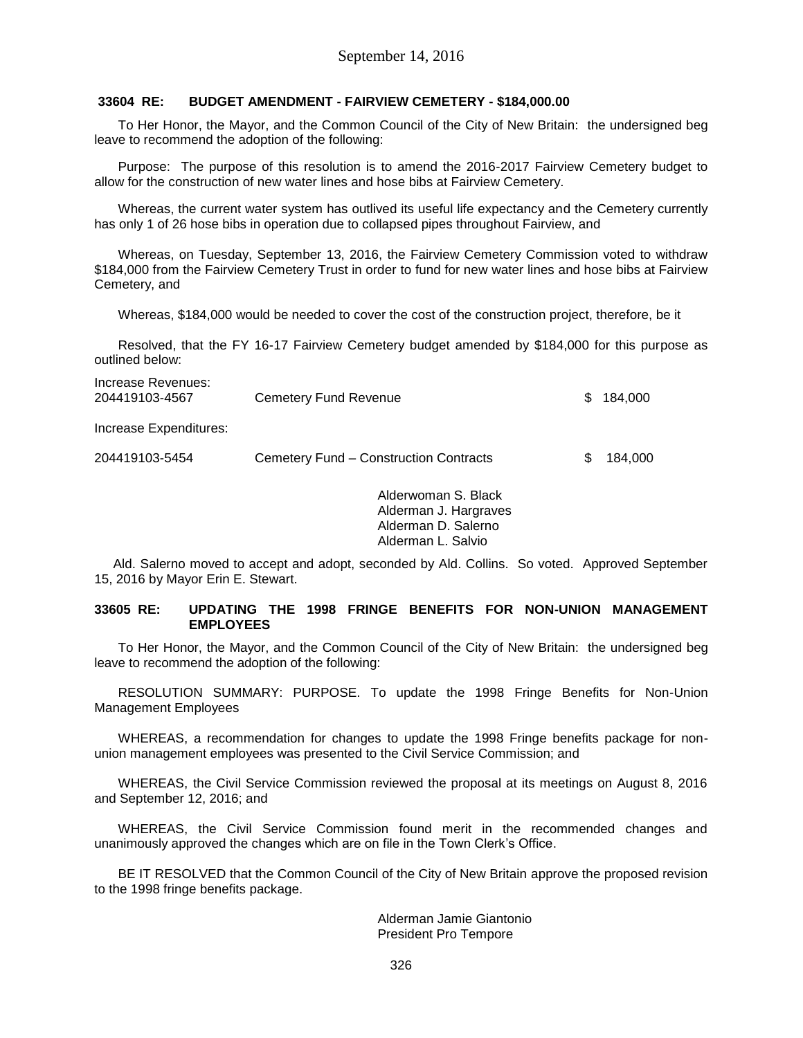### 33604 RE: BUDGET AMENDMENT - FAIRVIEW CEMETERY - $184,000.00

To Her Honor, the Mayor, and the Common Council of the City of New Britain: the undersigned beg leave to recommend the adoption of the following:

Purpose: The purpose of this resolution is to amend the 2016-2017 Fairview Cemetery budget to allow for the construction of new water lines and hose bibs at Fairview Cemetery.

Whereas, the current water system has outlived its useful life expectancy and the Cemetery currently has only 1 of 26 hose bibs in operation due to collapsed pipes throughout Fairview, and

Whereas, on Tuesday, September 13, 2016, the Fairview Cemetery Commission voted to withdraw $184,000 from the Fairview Cemetery Trust in order to fund for new water lines and hose bibs at Fairview Cemetery, and

Whereas, $184,000 would be needed to cover the cost of the construction project, therefore, be it

Resolved, that the FY 16-17 Fairview Cemetery budget amended by $184,000 for this purpose as outlined below:

| | | |
|---|---|---|
| Increase Revenues: | | |
| 204419103-4567 | Cemetery Fund Revenue | $ 184,000 |
| Increase Expenditures: | | |
| 204419103-5454 | Cemetery Fund – Construction Contracts | $ 184,000 |

Alderwoman S. Black
Alderman J. Hargraves
Alderman D. Salerno
Alderman L. Salvio

Ald. Salerno moved to accept and adopt, seconded by Ald. Collins. So voted. Approved September 15, 2016 by Mayor Erin E. Stewart.

### 33605 RE: UPDATING THE 1998 FRINGE BENEFITS FOR NON-UNION MANAGEMENT EMPLOYEES

To Her Honor, the Mayor, and the Common Council of the City of New Britain: the undersigned beg leave to recommend the adoption of the following:

RESOLUTION SUMMARY: PURPOSE. To update the 1998 Fringe Benefits for Non-Union Management Employees

WHEREAS, a recommendation for changes to update the 1998 Fringe benefits package for non-union management employees was presented to the Civil Service Commission; and

WHEREAS, the Civil Service Commission reviewed the proposal at its meetings on August 8, 2016 and September 12, 2016; and

WHEREAS, the Civil Service Commission found merit in the recommended changes and unanimously approved the changes which are on file in the Town Clerk's Office.

BE IT RESOLVED that the Common Council of the City of New Britain approve the proposed revision to the 1998 fringe benefits package.

Alderman Jamie Giantonio
President Pro Tempore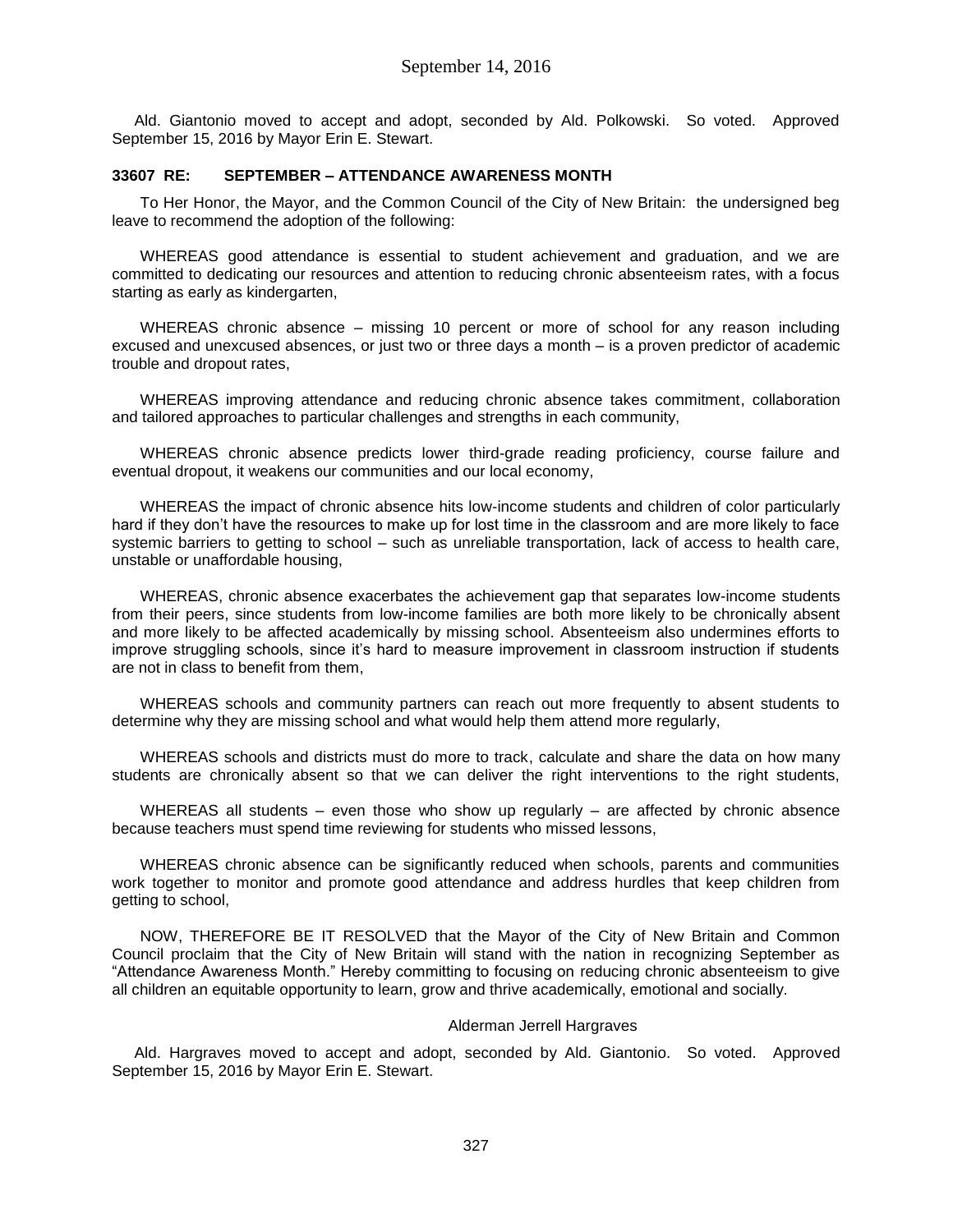Ald. Giantonio moved to accept and adopt, seconded by Ald. Polkowski. So voted. Approved September 15, 2016 by Mayor Erin E. Stewart.

**33607 RE: SEPTEMBER – ATTENDANCE AWARENESS MONTH**

To Her Honor, the Mayor, and the Common Council of the City of New Britain: the undersigned beg leave to recommend the adoption of the following:

WHEREAS good attendance is essential to student achievement and graduation, and we are committed to dedicating our resources and attention to reducing chronic absenteeism rates, with a focus starting as early as kindergarten,

WHEREAS chronic absence – missing 10 percent or more of school for any reason including excused and unexcused absences, or just two or three days a month – is a proven predictor of academic trouble and dropout rates,

WHEREAS improving attendance and reducing chronic absence takes commitment, collaboration and tailored approaches to particular challenges and strengths in each community,

WHEREAS chronic absence predicts lower third-grade reading proficiency, course failure and eventual dropout, it weakens our communities and our local economy,

WHEREAS the impact of chronic absence hits low-income students and children of color particularly hard if they don't have the resources to make up for lost time in the classroom and are more likely to face systemic barriers to getting to school – such as unreliable transportation, lack of access to health care, unstable or unaffordable housing,

WHEREAS, chronic absence exacerbates the achievement gap that separates low-income students from their peers, since students from low-income families are both more likely to be chronically absent and more likely to be affected academically by missing school. Absenteeism also undermines efforts to improve struggling schools, since it's hard to measure improvement in classroom instruction if students are not in class to benefit from them,

WHEREAS schools and community partners can reach out more frequently to absent students to determine why they are missing school and what would help them attend more regularly,

WHEREAS schools and districts must do more to track, calculate and share the data on how many students are chronically absent so that we can deliver the right interventions to the right students,

WHEREAS all students – even those who show up regularly – are affected by chronic absence because teachers must spend time reviewing for students who missed lessons,

WHEREAS chronic absence can be significantly reduced when schools, parents and communities work together to monitor and promote good attendance and address hurdles that keep children from getting to school,

NOW, THEREFORE BE IT RESOLVED that the Mayor of the City of New Britain and Common Council proclaim that the City of New Britain will stand with the nation in recognizing September as "Attendance Awareness Month." Hereby committing to focusing on reducing chronic absenteeism to give all children an equitable opportunity to learn, grow and thrive academically, emotional and socially.

Alderman Jerrell Hargraves

Ald. Hargraves moved to accept and adopt, seconded by Ald. Giantonio. So voted. Approved September 15, 2016 by Mayor Erin E. Stewart.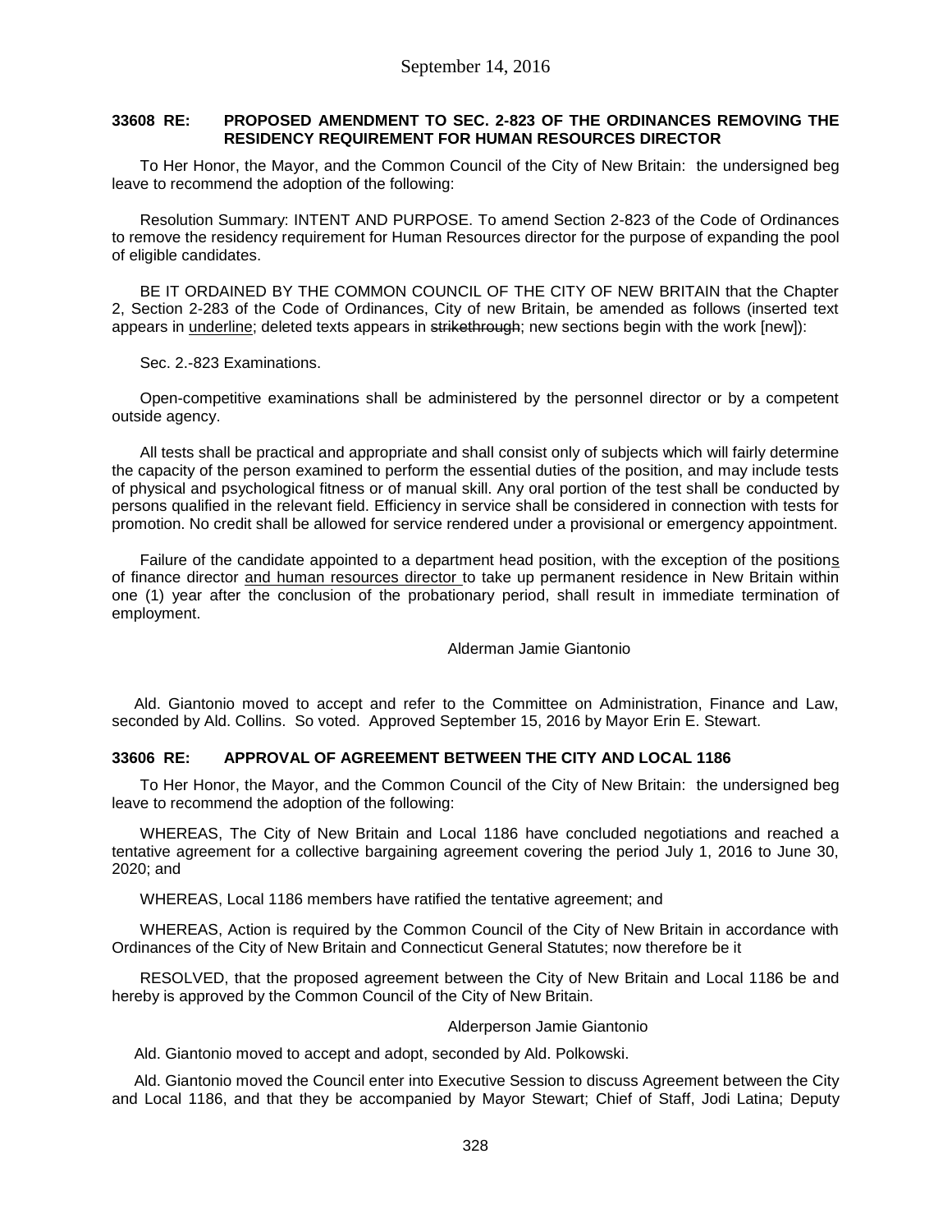September 14, 2016

**33608 RE: PROPOSED AMENDMENT TO SEC. 2-823 OF THE ORDINANCES REMOVING THE RESIDENCY REQUIREMENT FOR HUMAN RESOURCES DIRECTOR**

To Her Honor, the Mayor, and the Common Council of the City of New Britain: the undersigned beg leave to recommend the adoption of the following:

Resolution Summary: INTENT AND PURPOSE. To amend Section 2-823 of the Code of Ordinances to remove the residency requirement for Human Resources director for the purpose of expanding the pool of eligible candidates.

BE IT ORDAINED BY THE COMMON COUNCIL OF THE CITY OF NEW BRITAIN that the Chapter 2, Section 2-283 of the Code of Ordinances, City of new Britain, be amended as follows (inserted text appears in <u>underline</u>; deleted texts appears in ~~strikethrough~~; new sections begin with the work [new]):

Sec. 2.-823 Examinations.

Open-competitive examinations shall be administered by the personnel director or by a competent outside agency.

All tests shall be practical and appropriate and shall consist only of subjects which will fairly determine the capacity of the person examined to perform the essential duties of the position, and may include tests of physical and psychological fitness or of manual skill. Any oral portion of the test shall be conducted by persons qualified in the relevant field. Efficiency in service shall be considered in connection with tests for promotion. No credit shall be allowed for service rendered under a provisional or emergency appointment.

Failure of the candidate appointed to a department head position, with the exception of the position<u>s</u> of finance director <u>and human resources director</u> to take up permanent residence in New Britain within one (1) year after the conclusion of the probationary period, shall result in immediate termination of employment.

Alderman Jamie Giantonio

Ald. Giantonio moved to accept and refer to the Committee on Administration, Finance and Law, seconded by Ald. Collins. So voted. Approved September 15, 2016 by Mayor Erin E. Stewart.

**33606 RE: APPROVAL OF AGREEMENT BETWEEN THE CITY AND LOCAL 1186**

To Her Honor, the Mayor, and the Common Council of the City of New Britain: the undersigned beg leave to recommend the adoption of the following:

WHEREAS, The City of New Britain and Local 1186 have concluded negotiations and reached a tentative agreement for a collective bargaining agreement covering the period July 1, 2016 to June 30, 2020; and

WHEREAS, Local 1186 members have ratified the tentative agreement; and

WHEREAS, Action is required by the Common Council of the City of New Britain in accordance with Ordinances of the City of New Britain and Connecticut General Statutes; now therefore be it

RESOLVED, that the proposed agreement between the City of New Britain and Local 1186 be and hereby is approved by the Common Council of the City of New Britain.

Alderperson Jamie Giantonio

Ald. Giantonio moved to accept and adopt, seconded by Ald. Polkowski.

Ald. Giantonio moved the Council enter into Executive Session to discuss Agreement between the City and Local 1186, and that they be accompanied by Mayor Stewart; Chief of Staff, Jodi Latina; Deputy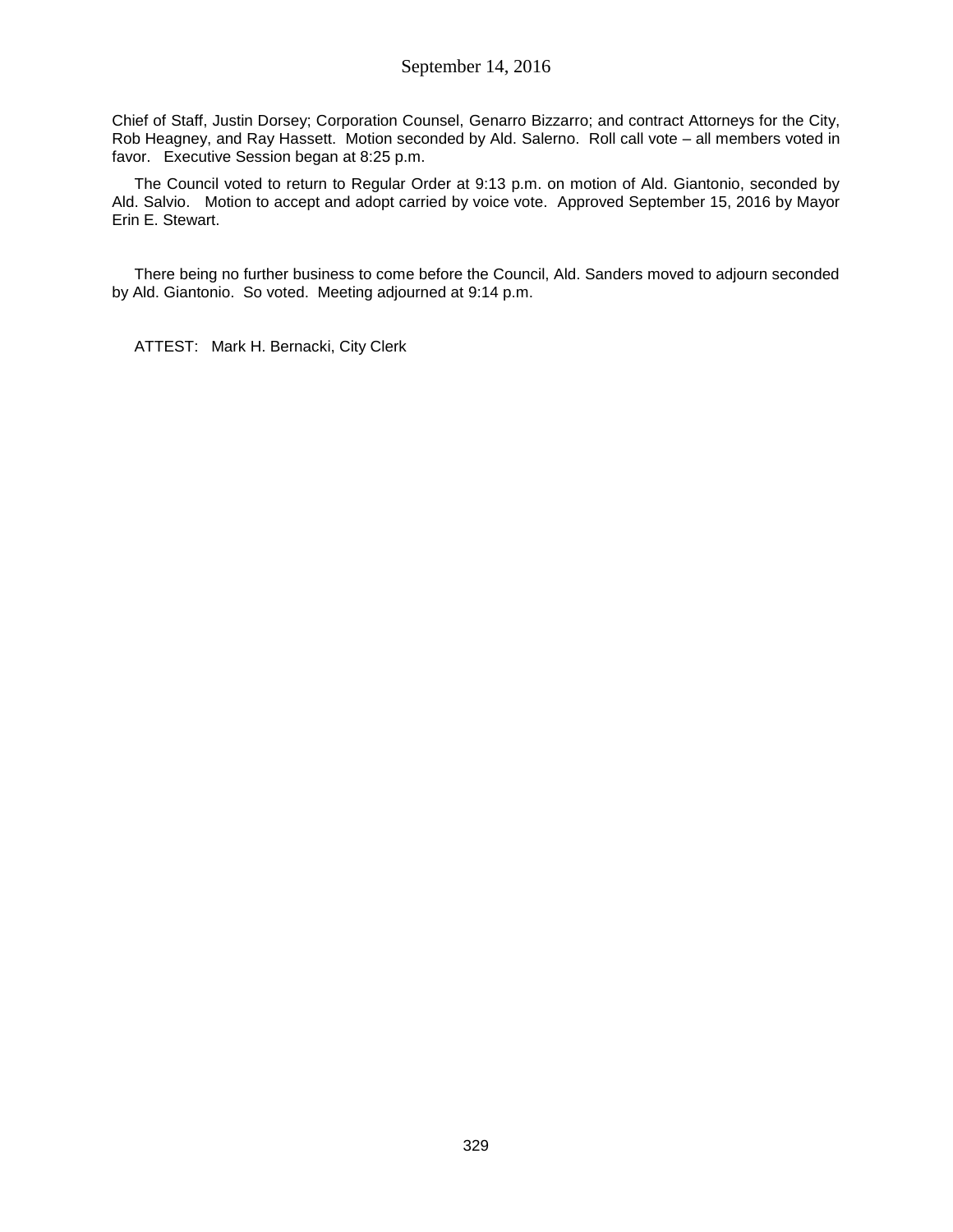Chief of Staff, Justin Dorsey; Corporation Counsel, Genarro Bizzarro; and contract Attorneys for the City, Rob Heagney, and Ray Hassett. Motion seconded by Ald. Salerno. Roll call vote – all members voted in favor. Executive Session began at 8:25 p.m.

The Council voted to return to Regular Order at 9:13 p.m. on motion of Ald. Giantonio, seconded by Ald. Salvio. Motion to accept and adopt carried by voice vote. Approved September 15, 2016 by Mayor Erin E. Stewart.

There being no further business to come before the Council, Ald. Sanders moved to adjourn seconded by Ald. Giantonio. So voted. Meeting adjourned at 9:14 p.m.

ATTEST: Mark H. Bernacki, City Clerk